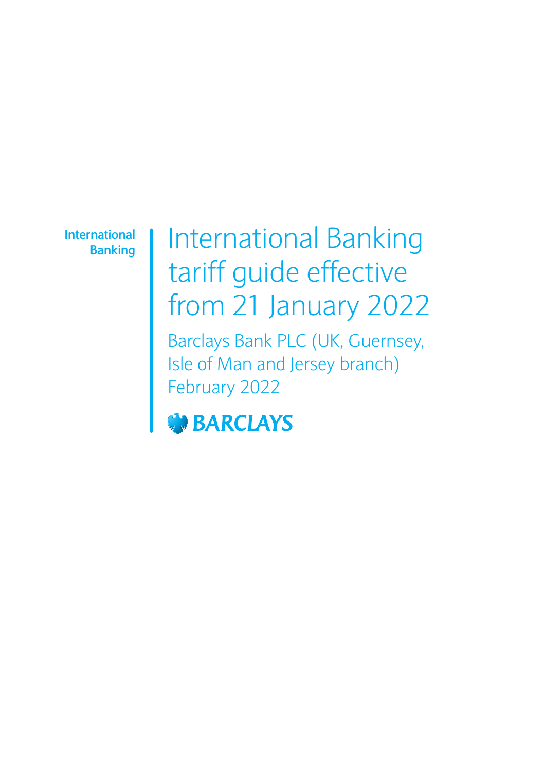International Banking

# International Banking tariff guide effective from 21 January 2022

Barclays Bank PLC (UK, Guernsey, Isle of Man and Jersey branch)
February 2022

BARCLAYS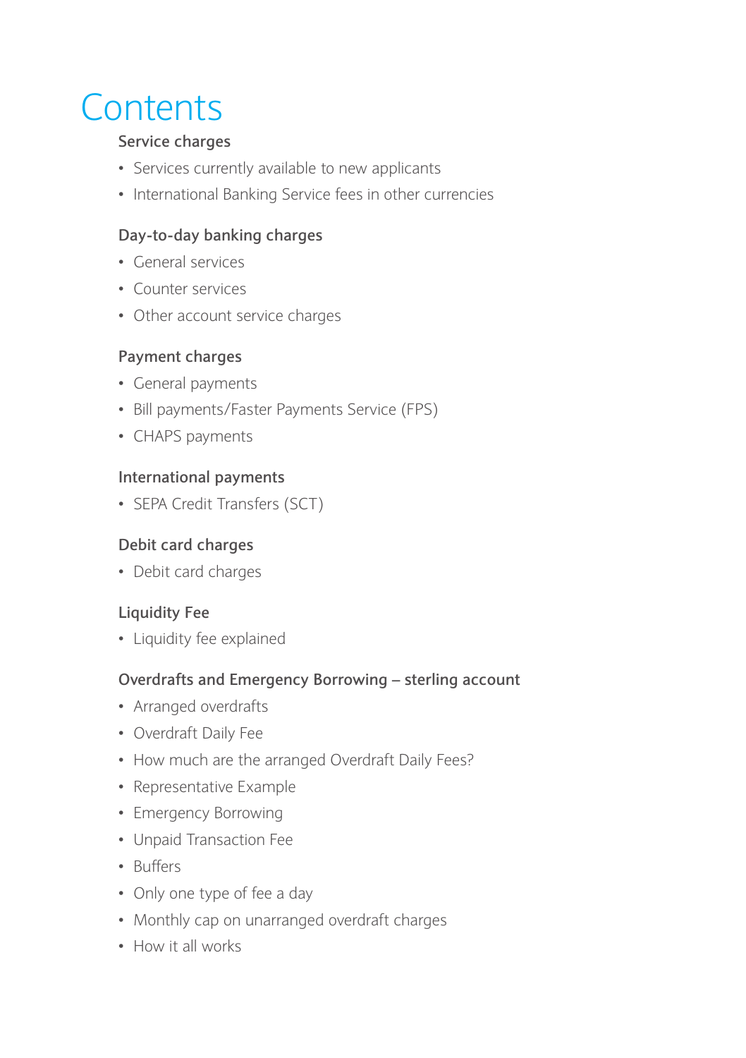# Contents

### Service charges

- Services currently available to new applicants
- International Banking Service fees in other currencies

### Day-to-day banking charges

- General services
- Counter services
- Other account service charges

### Payment charges

- General payments
- Bill payments/Faster Payments Service (FPS)
- CHAPS payments

### International payments

- SEPA Credit Transfers (SCT)

### Debit card charges

- Debit card charges

### Liquidity Fee

- Liquidity fee explained

### Overdrafts and Emergency Borrowing – sterling account

- Arranged overdrafts
- Overdraft Daily Fee
- How much are the arranged Overdraft Daily Fees?
- Representative Example
- Emergency Borrowing
- Unpaid Transaction Fee
- Buffers
- Only one type of fee a day
- Monthly cap on unarranged overdraft charges
- How it all works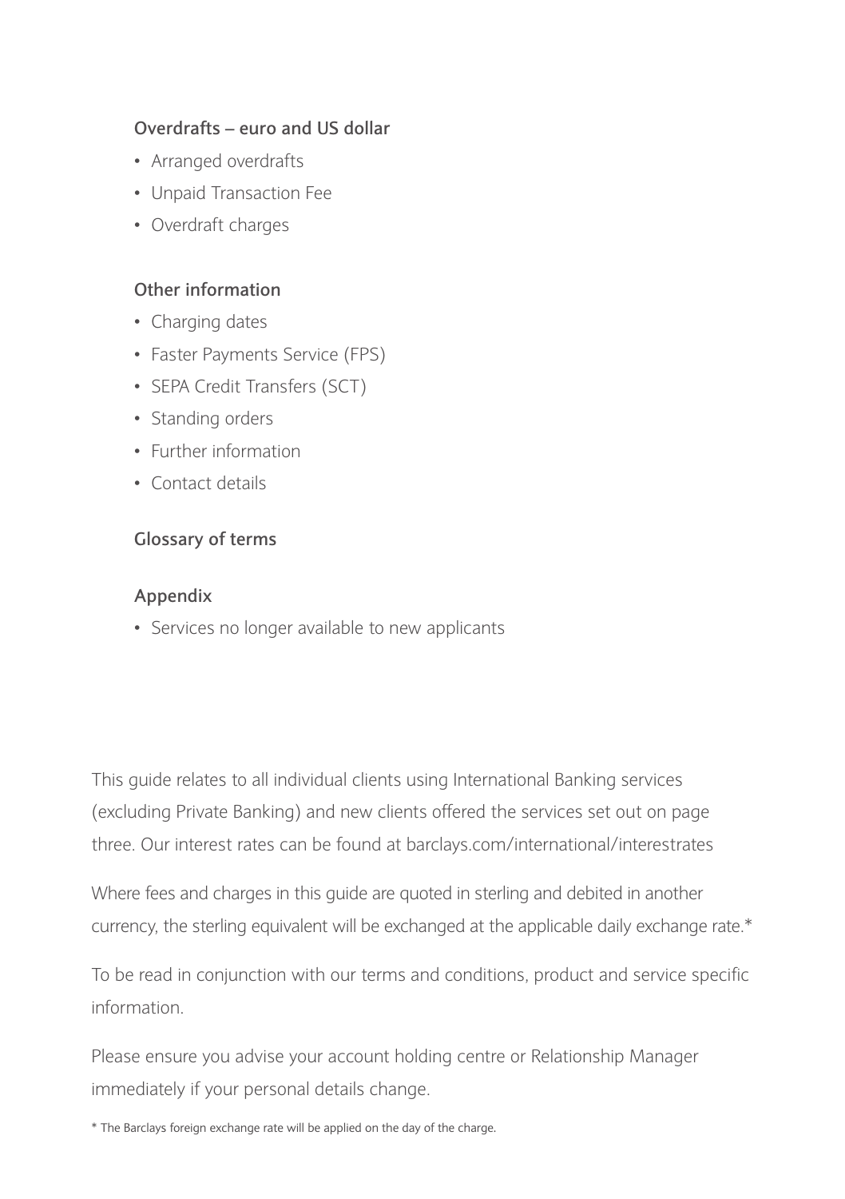### Overdrafts – euro and US dollar

- Arranged overdrafts
- Unpaid Transaction Fee
- Overdraft charges

### Other information

- Charging dates
- Faster Payments Service (FPS)
- SEPA Credit Transfers (SCT)
- Standing orders
- Further information
- Contact details

### Glossary of terms

### Appendix

- Services no longer available to new applicants

This guide relates to all individual clients using International Banking services (excluding Private Banking) and new clients offered the services set out on page three. Our interest rates can be found at barclays.com/international/interestrates

Where fees and charges in this guide are quoted in sterling and debited in another currency, the sterling equivalent will be exchanged at the applicable daily exchange rate.*

To be read in conjunction with our terms and conditions, product and service specific information.

Please ensure you advise your account holding centre or Relationship Manager immediately if your personal details change.

* The Barclays foreign exchange rate will be applied on the day of the charge.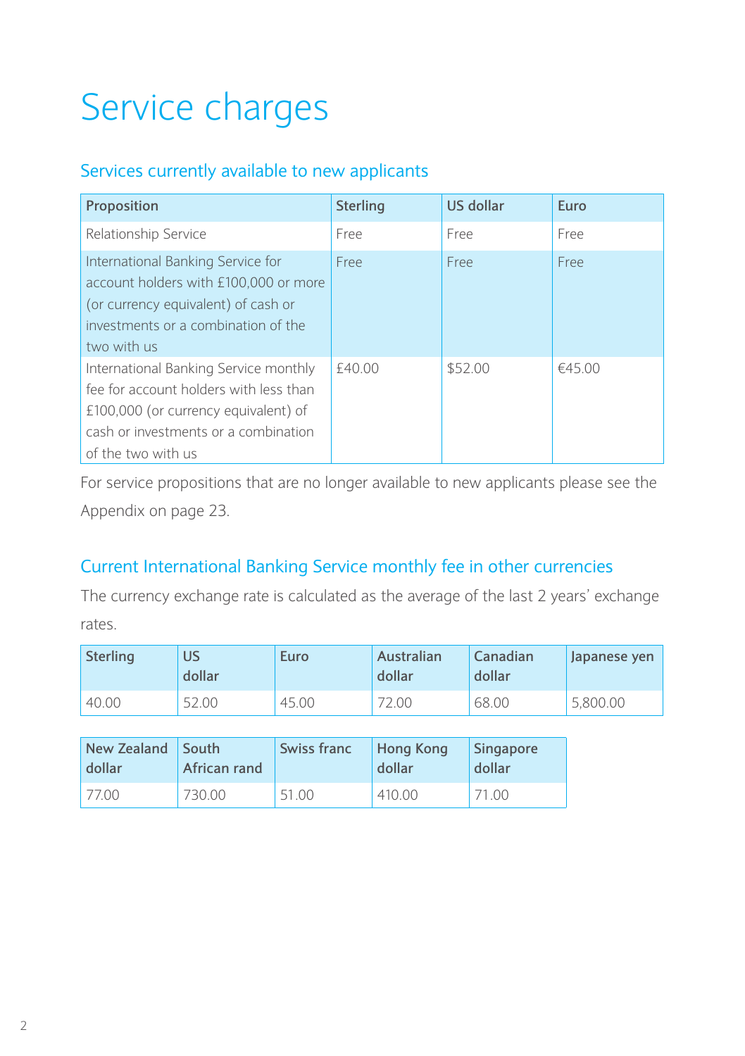# Service charges

## Services currently available to new applicants

| Proposition | Sterling | US dollar | Euro |
| --- | --- | --- | --- |
| Relationship Service | Free | Free | Free |
| International Banking Service for account holders with £100,000 or more (or currency equivalent) of cash or investments or a combination of the two with us | Free | Free | Free |
| International Banking Service monthly fee for account holders with less than £100,000 (or currency equivalent) of cash or investments or a combination of the two with us | £40.00 | $52.00 | €45.00 |

For service propositions that are no longer available to new applicants please see the Appendix on page 23.

## Current International Banking Service monthly fee in other currencies

The currency exchange rate is calculated as the average of the last 2 years' exchange rates.

| Sterling | US dollar | Euro | Australian dollar | Canadian dollar | Japanese yen |
| --- | --- | --- | --- | --- | --- |
| 40.00 | 52.00 | 45.00 | 72.00 | 68.00 | 5,800.00 |

| New Zealand dollar | South African rand | Swiss franc | Hong Kong dollar | Singapore dollar |
| --- | --- | --- | --- | --- |
| 77.00 | 730.00 | 51.00 | 410.00 | 71.00 |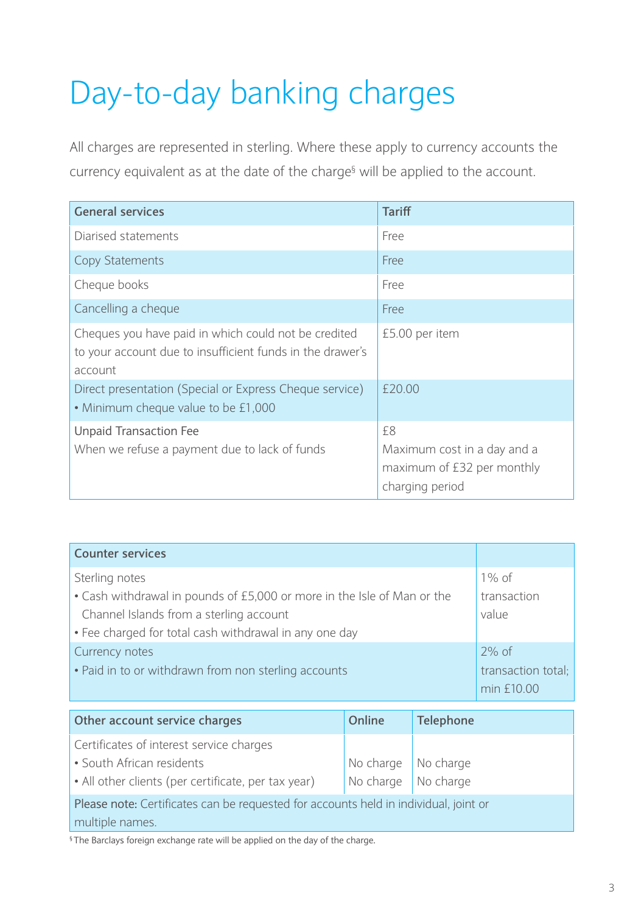# Day-to-day banking charges

All charges are represented in sterling. Where these apply to currency accounts the currency equivalent as at the date of the charge[§] will be applied to the account.

| General services | Tariff |
|---|---|
| Diarised statements | Free |
| Copy Statements | Free |
| Cheque books | Free |
| Cancelling a cheque | Free |
| Cheques you have paid in which could not be credited to your account due to insufficient funds in the drawer's account | £5.00 per item |
| Direct presentation (Special or Express Cheque service) • Minimum cheque value to be £1,000 | £20.00 |
| Unpaid Transaction Fee When we refuse a payment due to lack of funds | £8 Maximum cost in a day and a maximum of £32 per monthly charging period |

| Counter services | |
|---|---|
| Sterling notes • Cash withdrawal in pounds of £5,000 or more in the Isle of Man or the Channel Islands from a sterling account • Fee charged for total cash withdrawal in any one day | 1% of transaction value |
| Currency notes • Paid in to or withdrawn from non sterling accounts | 2% of transaction total; min £10.00 |

| Other account service charges | Online | Telephone |
|---|---|---|
| Certificates of interest service charges | | |
| • South African residents | No charge | No charge |
| • All other clients (per certificate, per tax year) | No charge | No charge |
| **Please note:** Certificates can be requested for accounts held in individual, joint or multiple names. | | |

[§] The Barclays foreign exchange rate will be applied on the day of the charge.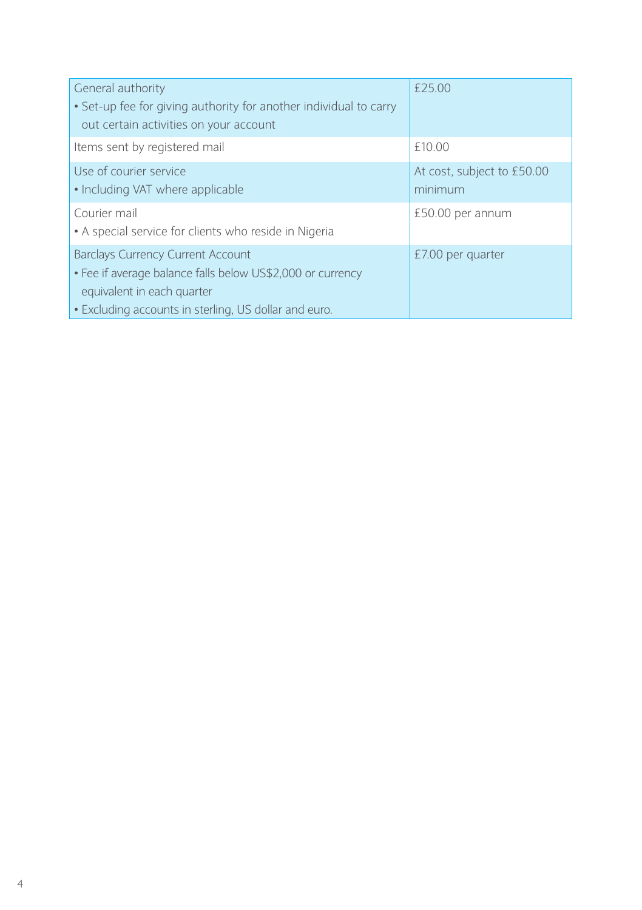| | |
|---|---|
| General authority<br>• Set-up fee for giving authority for another individual to carry out certain activities on your account | £25.00 |
| Items sent by registered mail | £10.00 |
| Use of courier service<br>• Including VAT where applicable | At cost, subject to £50.00 minimum |
| Courier mail<br>• A special service for clients who reside in Nigeria | £50.00 per annum |
| Barclays Currency Current Account<br>• Fee if average balance falls below US$2,000 or currency equivalent in each quarter<br>• Excluding accounts in sterling, US dollar and euro. | £7.00 per quarter |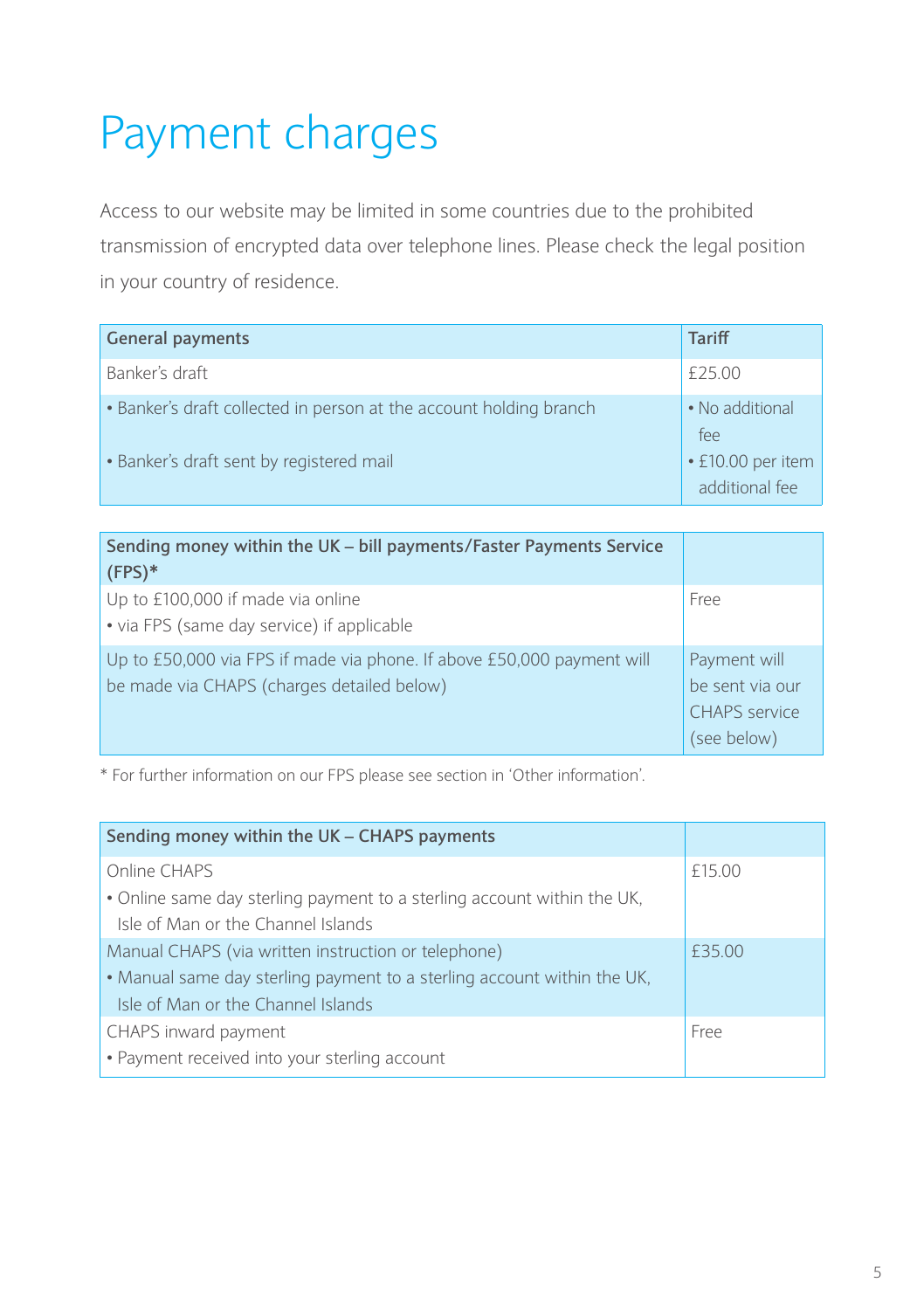# Payment charges

Access to our website may be limited in some countries due to the prohibited transmission of encrypted data over telephone lines. Please check the legal position in your country of residence.

| **General payments** | **Tariff** |
|---|---|
| Banker's draft | £25.00 |
| • Banker's draft collected in person at the account holding branch<br>• Banker's draft sent by registered mail | • No additional fee<br>• £10.00 per item additional fee |

| **Sending money within the UK – bill payments/Faster Payments Service (FPS)*** | |
|---|---|
| Up to £100,000 if made via online<br>• via FPS (same day service) if applicable | Free |
| Up to £50,000 via FPS if made via phone. If above £50,000 payment will be made via CHAPS (charges detailed below) | Payment will be sent via our CHAPS service (see below) |

* For further information on our FPS please see section in 'Other information'.

| **Sending money within the UK – CHAPS payments** | |
|---|---|
| Online CHAPS<br>• Online same day sterling payment to a sterling account within the UK, Isle of Man or the Channel Islands | £15.00 |
| Manual CHAPS (via written instruction or telephone)<br>• Manual same day sterling payment to a sterling account within the UK, Isle of Man or the Channel Islands | £35.00 |
| CHAPS inward payment<br>• Payment received into your sterling account | Free |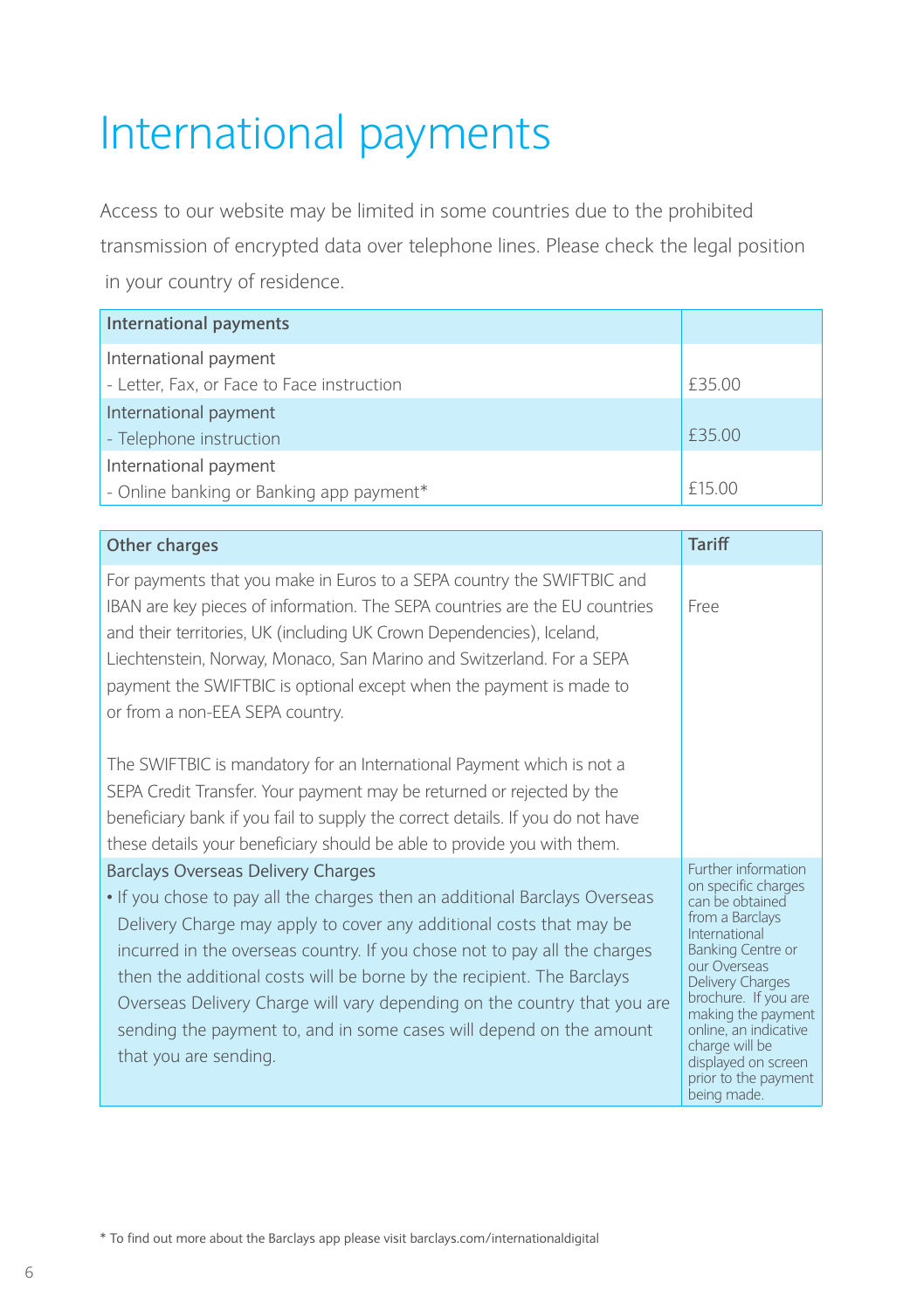# International payments

Access to our website may be limited in some countries due to the prohibited transmission of encrypted data over telephone lines. Please check the legal position in your country of residence.

| International payments | |
|---|---|
| International payment<br>- Letter, Fax, or Face to Face instruction | £35.00 |
| International payment<br>- Telephone instruction | £35.00 |
| International payment<br>- Online banking or Banking app payment* | £15.00 |

| Other charges | Tariff |
|---|---|
| For payments that you make in Euros to a SEPA country the SWIFTBIC and IBAN are key pieces of information. The SEPA countries are the EU countries and their territories, UK (including UK Crown Dependencies), Iceland, Liechtenstein, Norway, Monaco, San Marino and Switzerland. For a SEPA payment the SWIFTBIC is optional except when the payment is made to or from a non-EEA SEPA country.<br><br>The SWIFTBIC is mandatory for an International Payment which is not a SEPA Credit Transfer. Your payment may be returned or rejected by the beneficiary bank if you fail to supply the correct details. If you do not have these details your beneficiary should be able to provide you with them. | Free |
| Barclays Overseas Delivery Charges<br>• If you chose to pay all the charges then an additional Barclays Overseas Delivery Charge may apply to cover any additional costs that may be incurred in the overseas country. If you chose not to pay all the charges then the additional costs will be borne by the recipient. The Barclays Overseas Delivery Charge will vary depending on the country that you are sending the payment to, and in some cases will depend on the amount that you are sending. | Further information on specific charges can be obtained from a Barclays International Banking Centre or our Overseas Delivery Charges brochure. If you are making the payment online, an indicative charge will be displayed on screen prior to the payment being made. |

* To find out more about the Barclays app please visit barclays.com/internationaldigital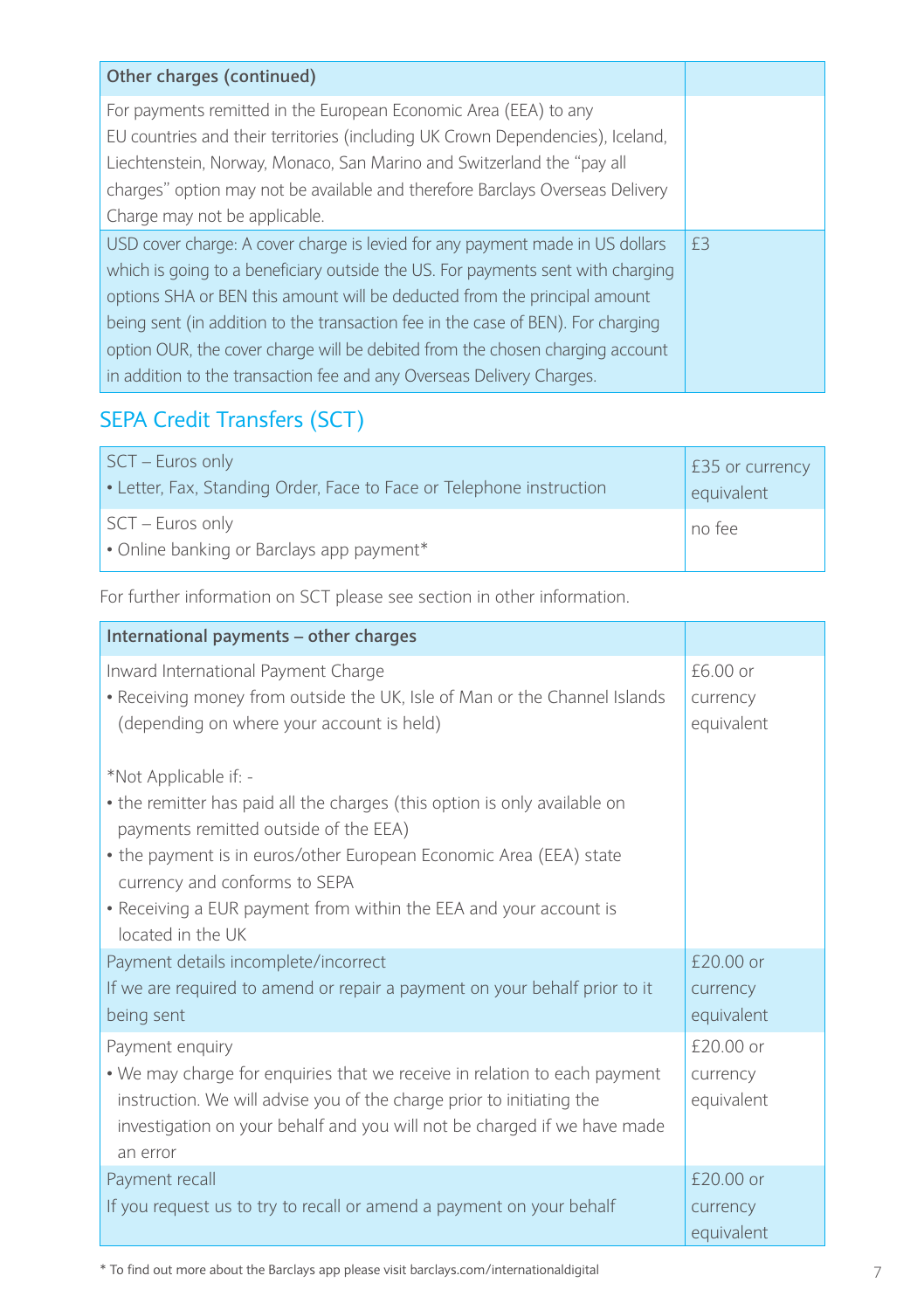| Other charges (continued) | |
|---|---|
| For payments remitted in the European Economic Area (EEA) to any EU countries and their territories (including UK Crown Dependencies), Iceland, Liechtenstein, Norway, Monaco, San Marino and Switzerland the "pay all charges" option may not be available and therefore Barclays Overseas Delivery Charge may not be applicable. | |
| USD cover charge: A cover charge is levied for any payment made in US dollars which is going to a beneficiary outside the US. For payments sent with charging options SHA or BEN this amount will be deducted from the principal amount being sent (in addition to the transaction fee in the case of BEN). For charging option OUR, the cover charge will be debited from the chosen charging account in addition to the transaction fee and any Overseas Delivery Charges. | £3 |

## SEPA Credit Transfers (SCT)

| | |
|---|---|
| SCT – Euros only<br>• Letter, Fax, Standing Order, Face to Face or Telephone instruction | £35 or currency equivalent |
| SCT – Euros only<br>• Online banking or Barclays app payment* | no fee |

For further information on SCT please see section in other information.

| International payments – other charges | |
|---|---|
| Inward International Payment Charge<br>• Receiving money from outside the UK, Isle of Man or the Channel Islands (depending on where your account is held)<br><br>*Not Applicable if: -<br>• the remitter has paid all the charges (this option is only available on payments remitted outside of the EEA)<br>• the payment is in euros/other European Economic Area (EEA) state currency and conforms to SEPA<br>• Receiving a EUR payment from within the EEA and your account is located in the UK | £6.00 or currency equivalent |
| Payment details incomplete/incorrect<br>If we are required to amend or repair a payment on your behalf prior to it being sent | £20.00 or currency equivalent |
| Payment enquiry<br>• We may charge for enquiries that we receive in relation to each payment instruction. We will advise you of the charge prior to initiating the investigation on your behalf and you will not be charged if we have made an error | £20.00 or currency equivalent |
| Payment recall<br>If you request us to try to recall or amend a payment on your behalf | £20.00 or currency equivalent |

* To find out more about the Barclays app please visit barclays.com/internationaldigital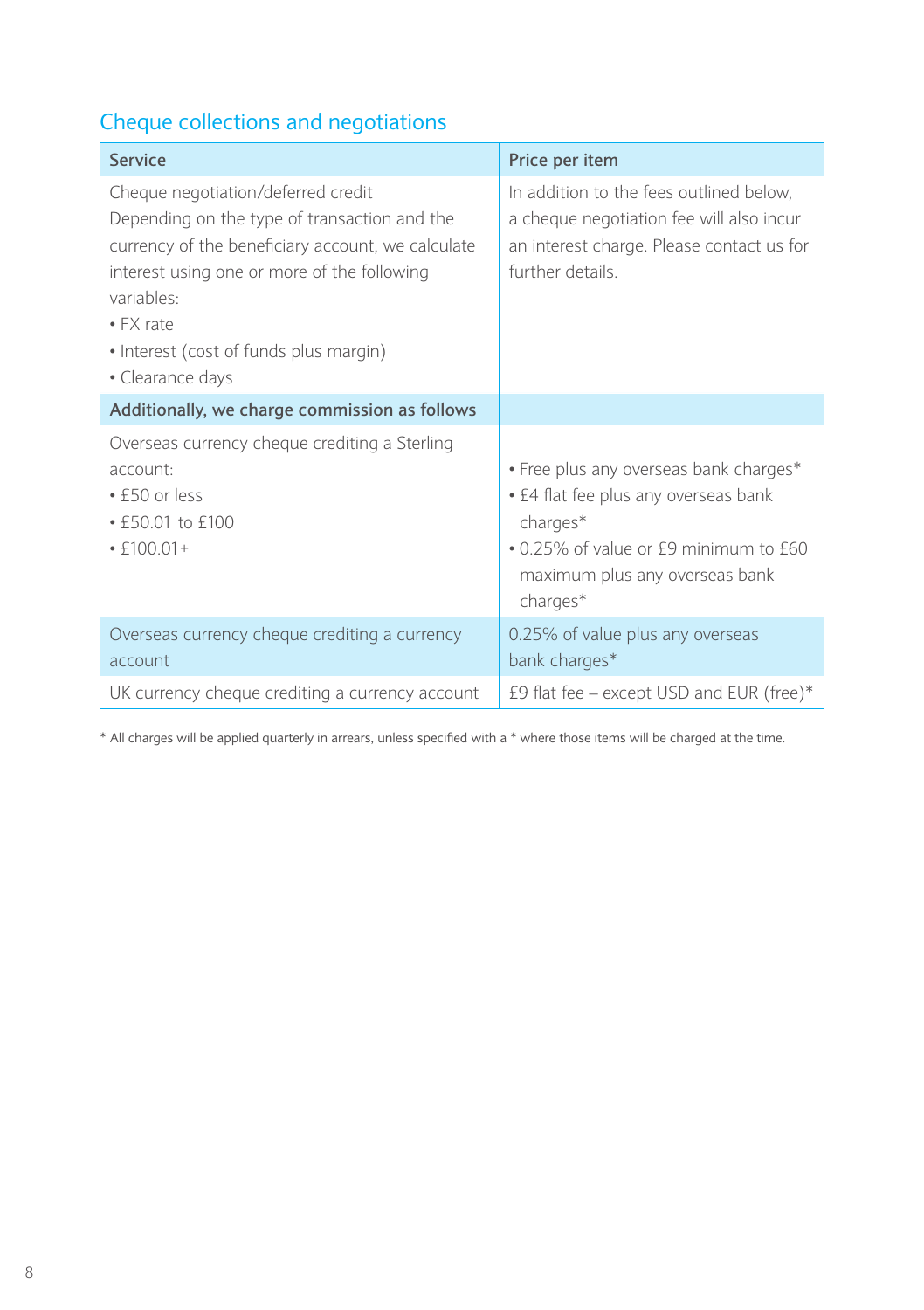## Cheque collections and negotiations

| Service | Price per item |
|---|---|
| Cheque negotiation/deferred credit<br>Depending on the type of transaction and the currency of the beneficiary account, we calculate interest using one or more of the following variables:<br>• FX rate<br>• Interest (cost of funds plus margin)<br>• Clearance days | In addition to the fees outlined below, a cheque negotiation fee will also incur an interest charge. Please contact us for further details. |
| **Additionally, we charge commission as follows** | |
| Overseas currency cheque crediting a Sterling account:<br>• £50 or less<br>• £50.01 to £100<br>• £100.01+ | • Free plus any overseas bank charges*<br>• £4 flat fee plus any overseas bank charges*<br>• 0.25% of value or £9 minimum to £60 maximum plus any overseas bank charges* |
| Overseas currency cheque crediting a currency account | 0.25% of value plus any overseas bank charges* |
| UK currency cheque crediting a currency account | £9 flat fee – except USD and EUR (free)* |

* All charges will be applied quarterly in arrears, unless specified with a * where those items will be charged at the time.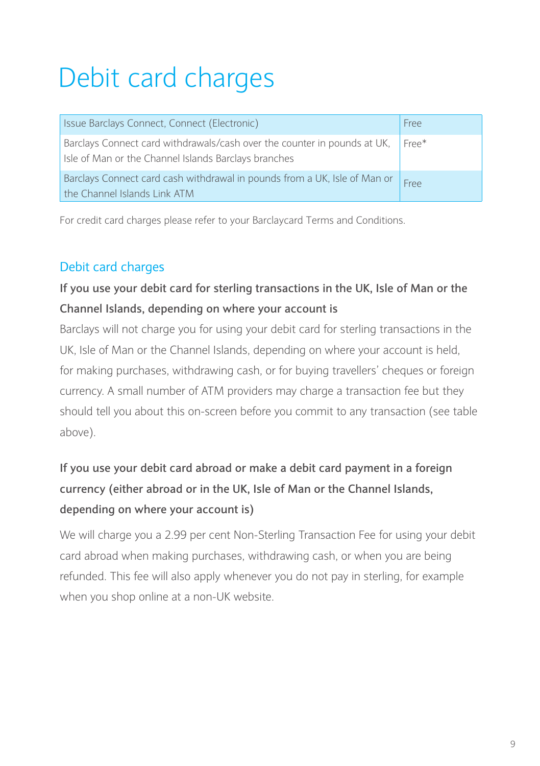# Debit card charges

| Issue Barclays Connect, Connect (Electronic) | Free |
|---|---|
| Barclays Connect card withdrawals/cash over the counter in pounds at UK, Isle of Man or the Channel Islands Barclays branches | Free* |
| Barclays Connect card cash withdrawal in pounds from a UK, Isle of Man or the Channel Islands Link ATM | Free |

For credit card charges please refer to your Barclaycard Terms and Conditions.

## Debit card charges

**If you use your debit card for sterling transactions in the UK, Isle of Man or the Channel Islands, depending on where your account is**

Barclays will not charge you for using your debit card for sterling transactions in the UK, Isle of Man or the Channel Islands, depending on where your account is held, for making purchases, withdrawing cash, or for buying travellers' cheques or foreign currency. A small number of ATM providers may charge a transaction fee but they should tell you about this on-screen before you commit to any transaction (see table above).

**If you use your debit card abroad or make a debit card payment in a foreign currency (either abroad or in the UK, Isle of Man or the Channel Islands, depending on where your account is)**

We will charge you a 2.99 per cent Non-Sterling Transaction Fee for using your debit card abroad when making purchases, withdrawing cash, or when you are being refunded. This fee will also apply whenever you do not pay in sterling, for example when you shop online at a non-UK website.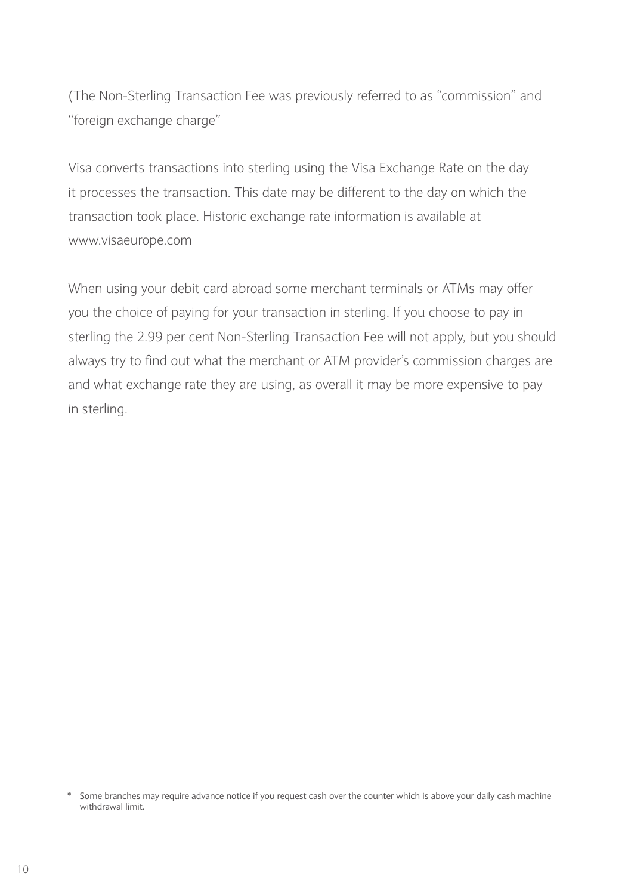(The Non-Sterling Transaction Fee was previously referred to as "commission" and "foreign exchange charge"

Visa converts transactions into sterling using the Visa Exchange Rate on the day it processes the transaction. This date may be different to the day on which the transaction took place. Historic exchange rate information is available at www.visaeurope.com

When using your debit card abroad some merchant terminals or ATMs may offer you the choice of paying for your transaction in sterling. If you choose to pay in sterling the 2.99 per cent Non-Sterling Transaction Fee will not apply, but you should always try to find out what the merchant or ATM provider's commission charges are and what exchange rate they are using, as overall it may be more expensive to pay in sterling.

\* Some branches may require advance notice if you request cash over the counter which is above your daily cash machine withdrawal limit.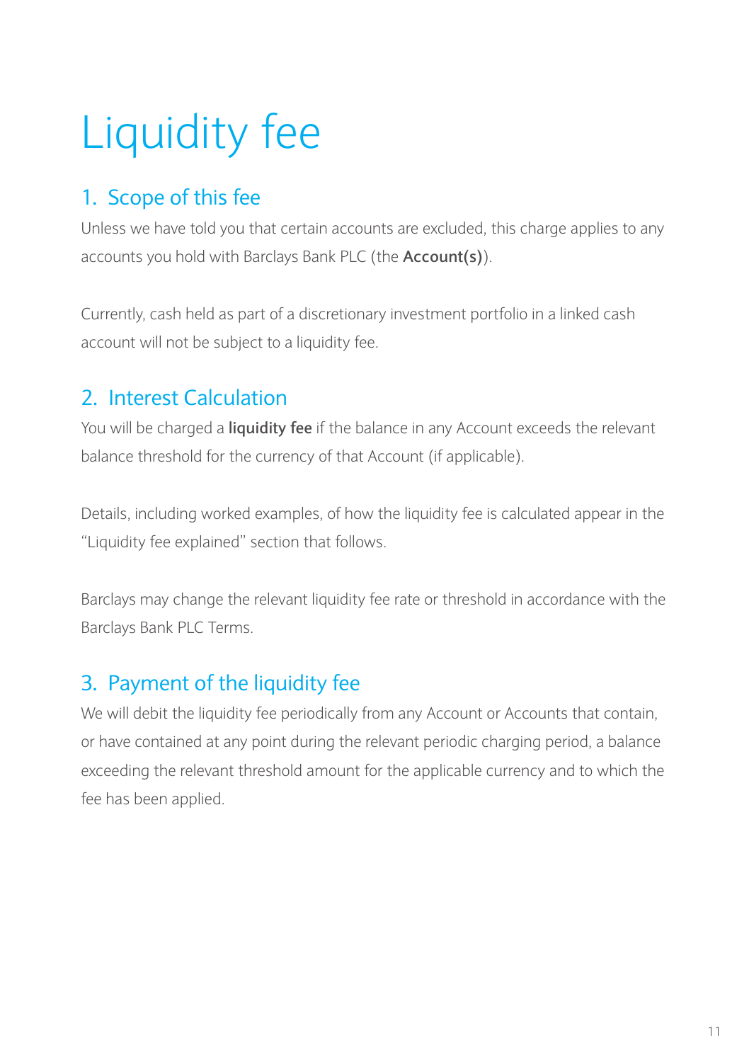# Liquidity fee

## 1. Scope of this fee

Unless we have told you that certain accounts are excluded, this charge applies to any accounts you hold with Barclays Bank PLC (the **Account(s)**).

Currently, cash held as part of a discretionary investment portfolio in a linked cash account will not be subject to a liquidity fee.

## 2. Interest Calculation

You will be charged a **liquidity fee** if the balance in any Account exceeds the relevant balance threshold for the currency of that Account (if applicable).

Details, including worked examples, of how the liquidity fee is calculated appear in the "Liquidity fee explained" section that follows.

Barclays may change the relevant liquidity fee rate or threshold in accordance with the Barclays Bank PLC Terms.

## 3. Payment of the liquidity fee

We will debit the liquidity fee periodically from any Account or Accounts that contain, or have contained at any point during the relevant periodic charging period, a balance exceeding the relevant threshold amount for the applicable currency and to which the fee has been applied.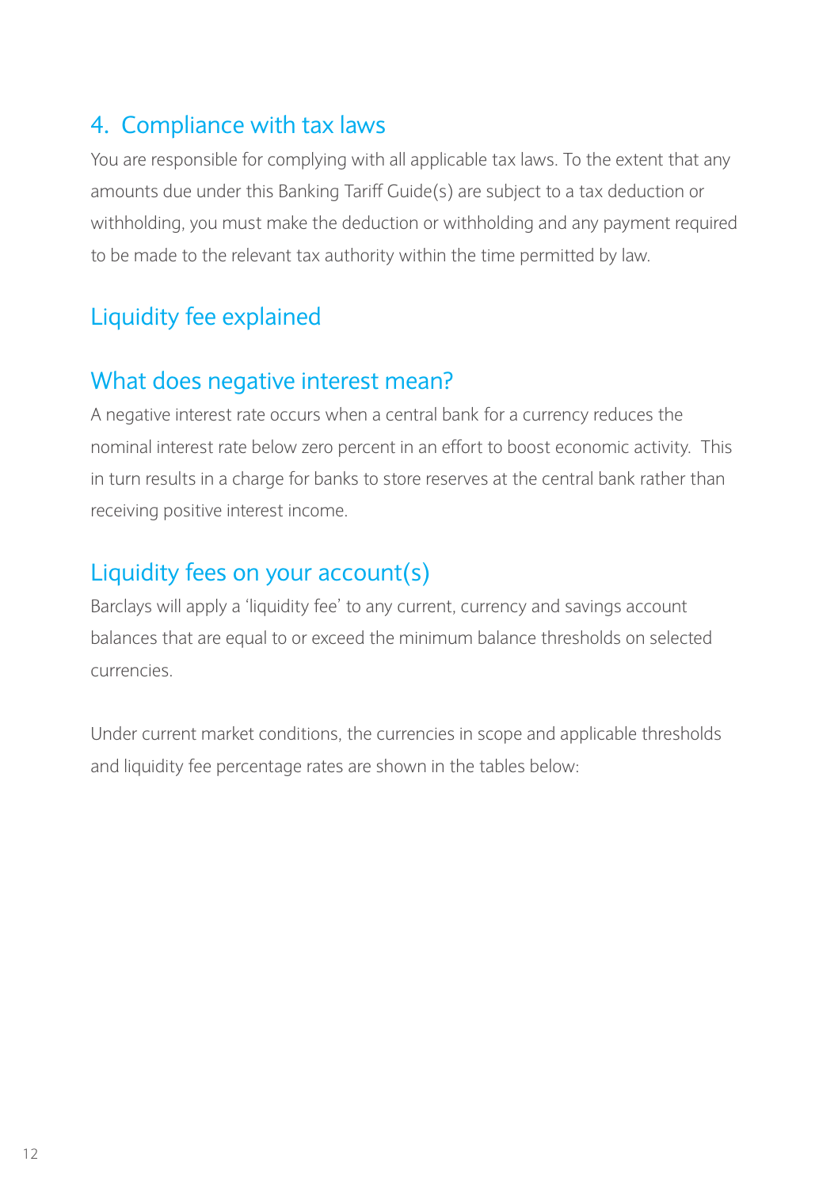## 4. Compliance with tax laws

You are responsible for complying with all applicable tax laws. To the extent that any amounts due under this Banking Tariff Guide(s) are subject to a tax deduction or withholding, you must make the deduction or withholding and any payment required to be made to the relevant tax authority within the time permitted by law.

## Liquidity fee explained

## What does negative interest mean?

A negative interest rate occurs when a central bank for a currency reduces the nominal interest rate below zero percent in an effort to boost economic activity. This in turn results in a charge for banks to store reserves at the central bank rather than receiving positive interest income.

## Liquidity fees on your account(s)

Barclays will apply a 'liquidity fee' to any current, currency and savings account balances that are equal to or exceed the minimum balance thresholds on selected currencies.

Under current market conditions, the currencies in scope and applicable thresholds and liquidity fee percentage rates are shown in the tables below: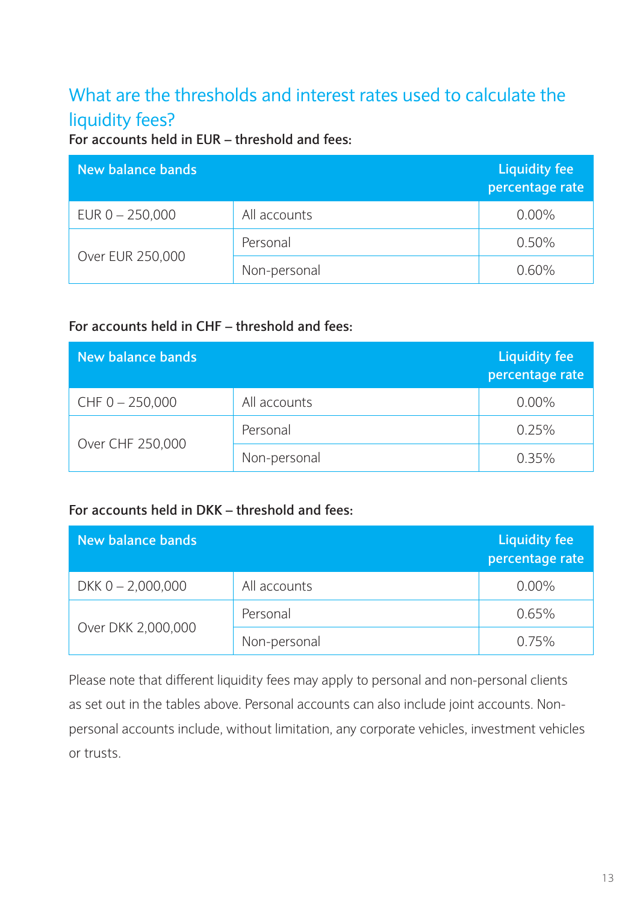## What are the thresholds and interest rates used to calculate the liquidity fees?

**For accounts held in EUR – threshold and fees:**

| New balance bands | | Liquidity fee percentage rate |
|---|---|---|
| EUR 0 – 250,000 | All accounts | 0.00% |
| Over EUR 250,000 | Personal | 0.50% |
| | Non-personal | 0.60% |

**For accounts held in CHF – threshold and fees:**

| New balance bands | | Liquidity fee percentage rate |
|---|---|---|
| CHF 0 – 250,000 | All accounts | 0.00% |
| Over CHF 250,000 | Personal | 0.25% |
| | Non-personal | 0.35% |

**For accounts held in DKK – threshold and fees:**

| New balance bands | | Liquidity fee percentage rate |
|---|---|---|
| DKK 0 – 2,000,000 | All accounts | 0.00% |
| Over DKK 2,000,000 | Personal | 0.65% |
| | Non-personal | 0.75% |

Please note that different liquidity fees may apply to personal and non-personal clients as set out in the tables above. Personal accounts can also include joint accounts. Non-personal accounts include, without limitation, any corporate vehicles, investment vehicles or trusts.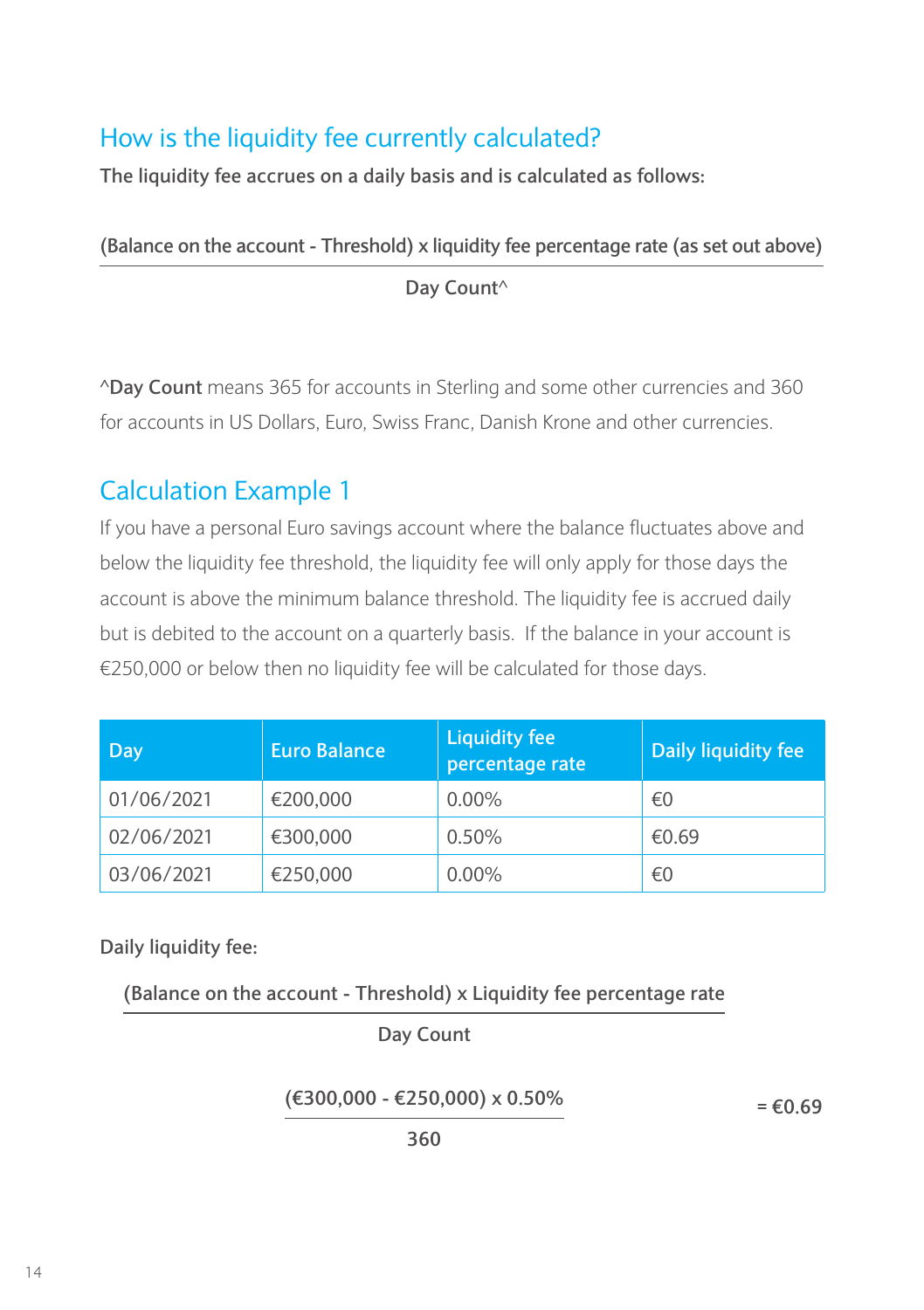## How is the liquidity fee currently calculated?

**The liquidity fee accrues on a daily basis and is calculated as follows:**

$$\frac{\text{(Balance on the account - Threshold) x liquidity fee percentage rate (as set out above)}}{\text{Day Count}^\wedge}$$

^**Day Count** means 365 for accounts in Sterling and some other currencies and 360 for accounts in US Dollars, Euro, Swiss Franc, Danish Krone and other currencies.

## Calculation Example 1

If you have a personal Euro savings account where the balance fluctuates above and below the liquidity fee threshold, the liquidity fee will only apply for those days the account is above the minimum balance threshold. The liquidity fee is accrued daily but is debited to the account on a quarterly basis. If the balance in your account is €250,000 or below then no liquidity fee will be calculated for those days.

| Day | Euro Balance | Liquidity fee percentage rate | Daily liquidity fee |
|---|---|---|---|
| 01/06/2021 | €200,000 | 0.00% | €0 |
| 02/06/2021 | €300,000 | 0.50% | €0.69 |
| 03/06/2021 | €250,000 | 0.00% | €0 |

**Daily liquidity fee:**

$$\frac{\text{(Balance on the account - Threshold) x Liquidity fee percentage rate}}{\text{Day Count}}$$

$$\frac{(€300{,}000 - €250{,}000) \times 0.50\%}{360} = €0.69$$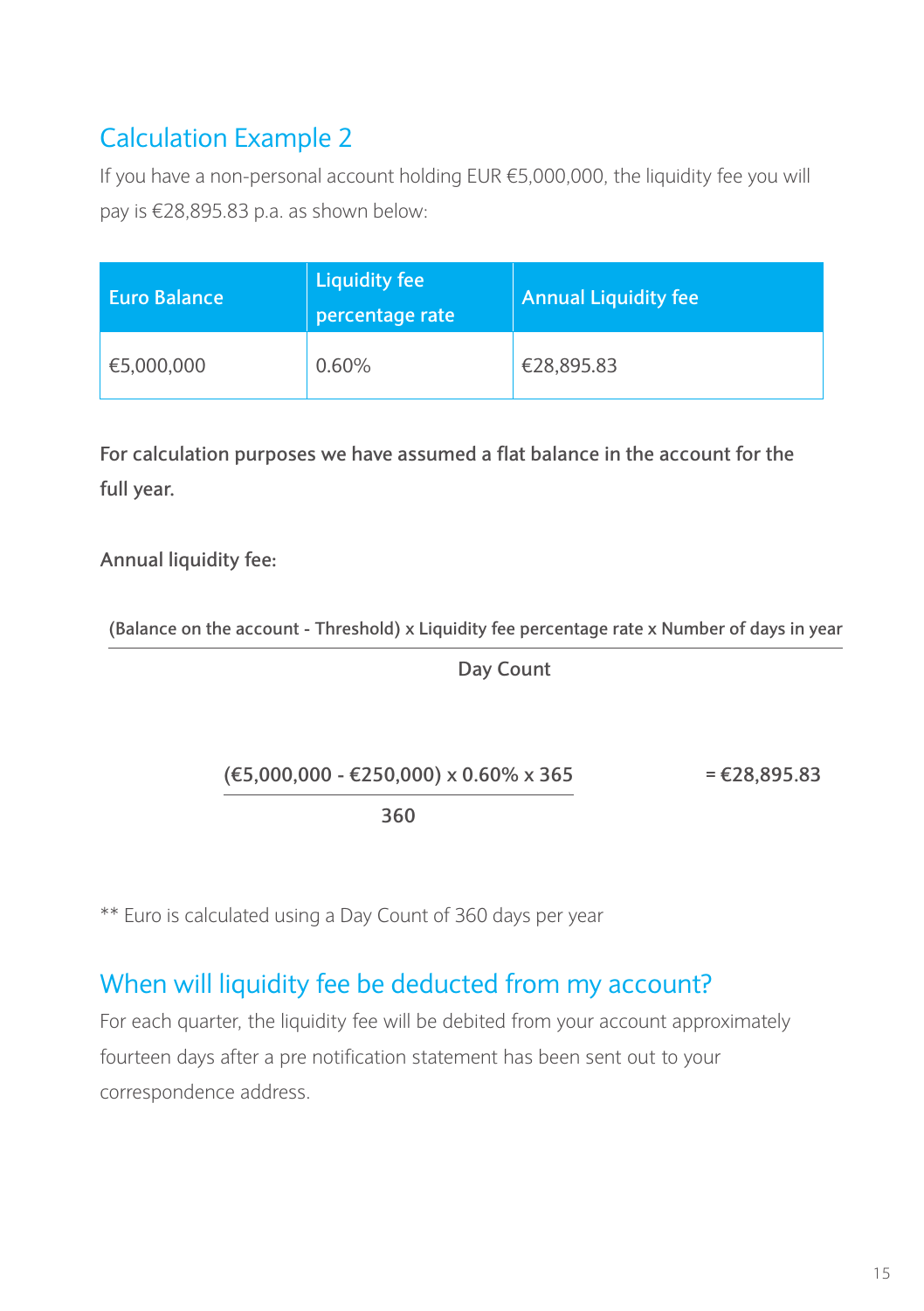## Calculation Example 2

If you have a non-personal account holding EUR €5,000,000, the liquidity fee you will pay is €28,895.83 p.a. as shown below:

| Euro Balance | Liquidity fee percentage rate | Annual Liquidity fee |
|---|---|---|
| €5,000,000 | 0.60% | €28,895.83 |

**For calculation purposes we have assumed a flat balance in the account for the full year.**

**Annual liquidity fee:**

$$\frac{\text{(Balance on the account - Threshold) x Liquidity fee percentage rate x Number of days in year}}{\text{Day Count}}$$

$$\frac{(€5{,}000{,}000 - €250{,}000) \times 0.60\% \times 365}{360} = €28{,}895.83$$

** Euro is calculated using a Day Count of 360 days per year

## When will liquidity fee be deducted from my account?

For each quarter, the liquidity fee will be debited from your account approximately fourteen days after a pre notification statement has been sent out to your correspondence address.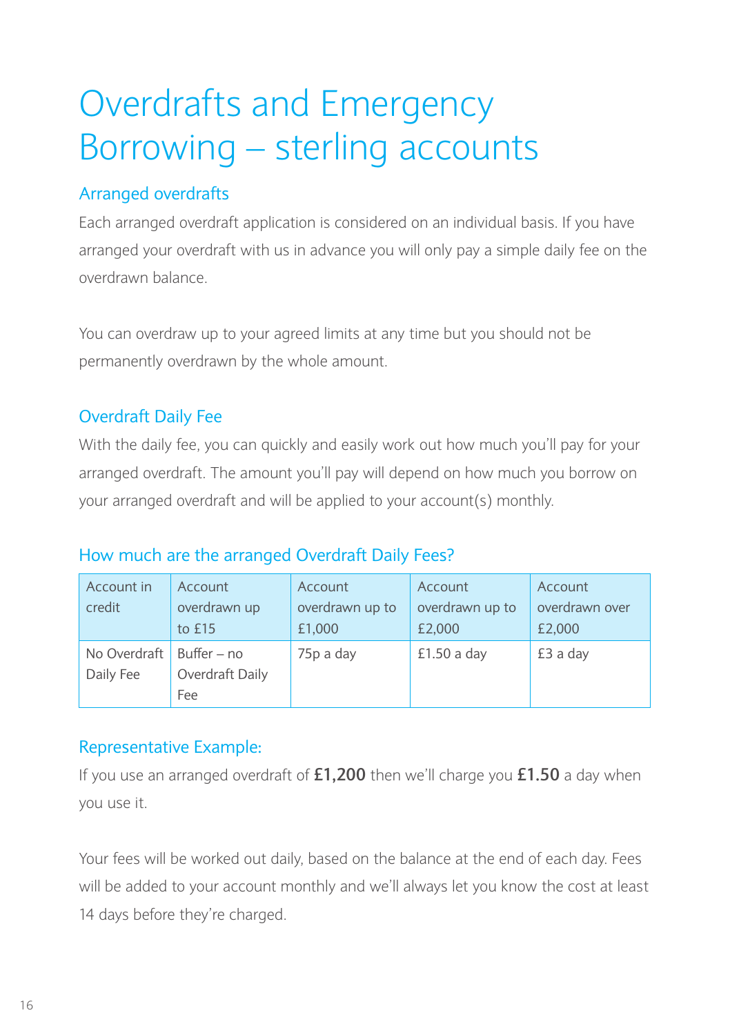# Overdrafts and Emergency Borrowing – sterling accounts

## Arranged overdrafts

Each arranged overdraft application is considered on an individual basis. If you have arranged your overdraft with us in advance you will only pay a simple daily fee on the overdrawn balance.

You can overdraw up to your agreed limits at any time but you should not be permanently overdrawn by the whole amount.

## Overdraft Daily Fee

With the daily fee, you can quickly and easily work out how much you'll pay for your arranged overdraft. The amount you'll pay will depend on how much you borrow on your arranged overdraft and will be applied to your account(s) monthly.

## How much are the arranged Overdraft Daily Fees?

| Account in credit | Account overdrawn up to £15 | Account overdrawn up to £1,000 | Account overdrawn up to £2,000 | Account overdrawn over £2,000 |
|---|---|---|---|---|
| No Overdraft Daily Fee | Buffer – no Overdraft Daily Fee | 75p a day | £1.50 a day | £3 a day |

## Representative Example:

If you use an arranged overdraft of **£1,200** then we'll charge you **£1.50** a day when you use it.

Your fees will be worked out daily, based on the balance at the end of each day. Fees will be added to your account monthly and we'll always let you know the cost at least 14 days before they're charged.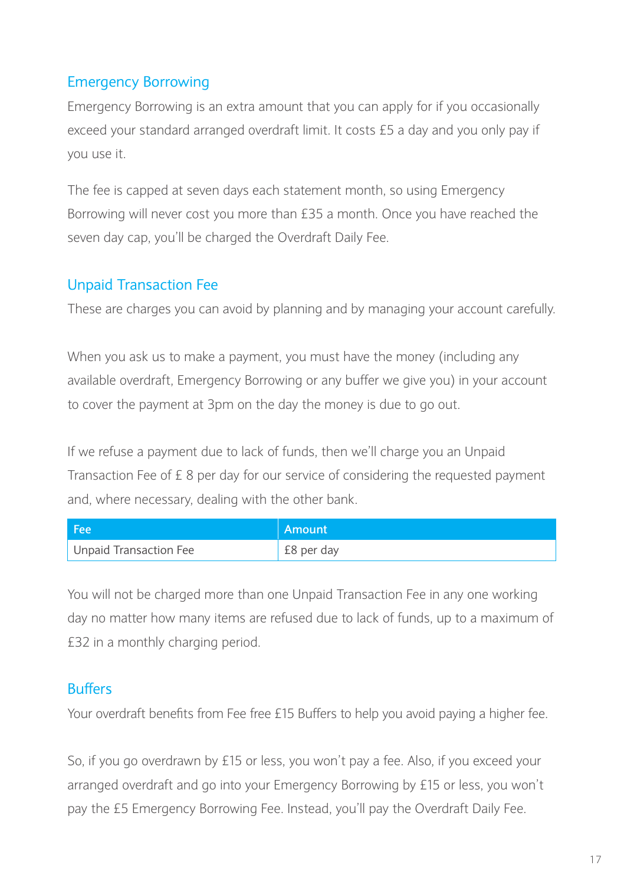## Emergency Borrowing

Emergency Borrowing is an extra amount that you can apply for if you occasionally exceed your standard arranged overdraft limit. It costs £5 a day and you only pay if you use it.

The fee is capped at seven days each statement month, so using Emergency Borrowing will never cost you more than £35 a month. Once you have reached the seven day cap, you'll be charged the Overdraft Daily Fee.

## Unpaid Transaction Fee

These are charges you can avoid by planning and by managing your account carefully.

When you ask us to make a payment, you must have the money (including any available overdraft, Emergency Borrowing or any buffer we give you) in your account to cover the payment at 3pm on the day the money is due to go out.

If we refuse a payment due to lack of funds, then we'll charge you an Unpaid Transaction Fee of £ 8 per day for our service of considering the requested payment and, where necessary, dealing with the other bank.

| Fee | Amount |
|---|---|
| Unpaid Transaction Fee | £8 per day |

You will not be charged more than one Unpaid Transaction Fee in any one working day no matter how many items are refused due to lack of funds, up to a maximum of £32 in a monthly charging period.

## Buffers

Your overdraft benefits from Fee free £15 Buffers to help you avoid paying a higher fee.

So, if you go overdrawn by £15 or less, you won't pay a fee. Also, if you exceed your arranged overdraft and go into your Emergency Borrowing by £15 or less, you won't pay the £5 Emergency Borrowing Fee. Instead, you'll pay the Overdraft Daily Fee.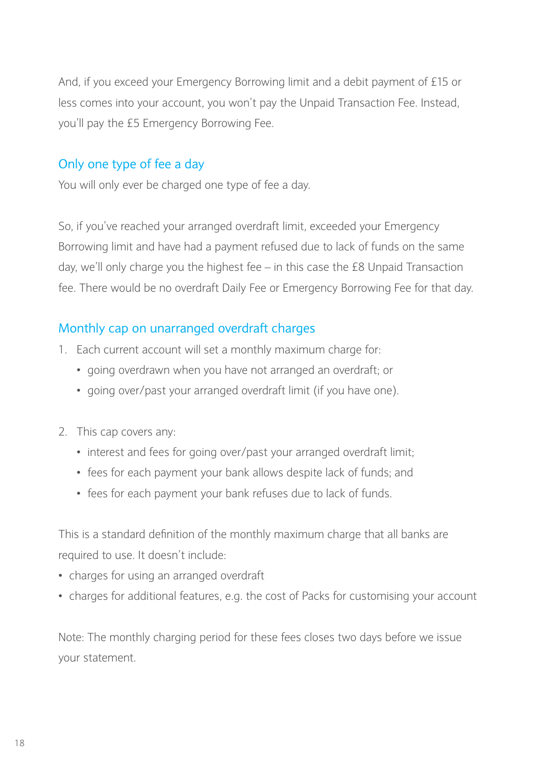And, if you exceed your Emergency Borrowing limit and a debit payment of £15 or less comes into your account, you won't pay the Unpaid Transaction Fee. Instead, you'll pay the £5 Emergency Borrowing Fee.

## Only one type of fee a day

You will only ever be charged one type of fee a day.

So, if you've reached your arranged overdraft limit, exceeded your Emergency Borrowing limit and have had a payment refused due to lack of funds on the same day, we'll only charge you the highest fee – in this case the £8 Unpaid Transaction fee. There would be no overdraft Daily Fee or Emergency Borrowing Fee for that day.

## Monthly cap on unarranged overdraft charges

1. Each current account will set a monthly maximum charge for:
   - going overdrawn when you have not arranged an overdraft; or
   - going over/past your arranged overdraft limit (if you have one).

2. This cap covers any:
   - interest and fees for going over/past your arranged overdraft limit;
   - fees for each payment your bank allows despite lack of funds; and
   - fees for each payment your bank refuses due to lack of funds.

This is a standard definition of the monthly maximum charge that all banks are required to use. It doesn't include:

- charges for using an arranged overdraft
- charges for additional features, e.g. the cost of Packs for customising your account

Note: The monthly charging period for these fees closes two days before we issue your statement.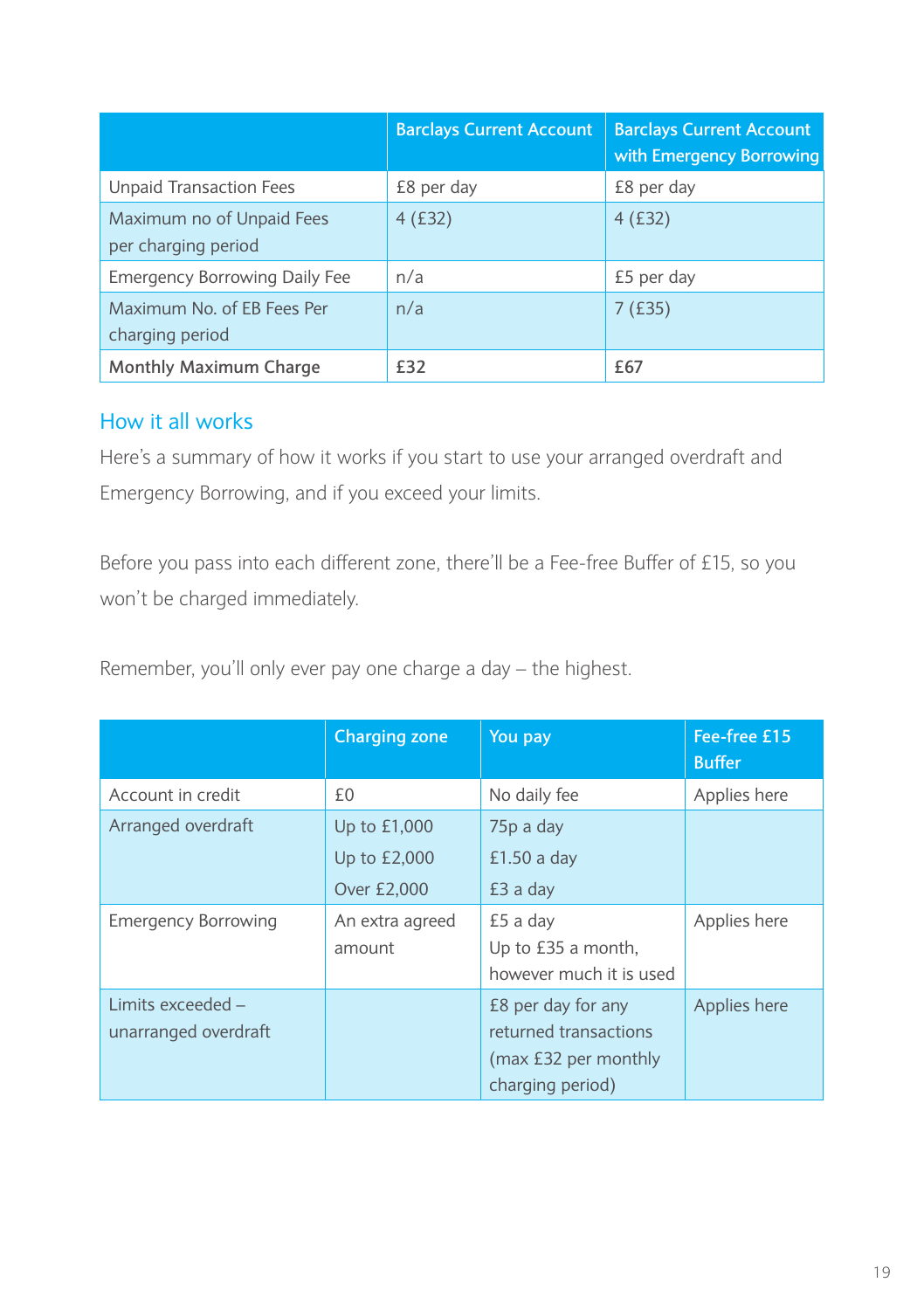| | Barclays Current Account | Barclays Current Account with Emergency Borrowing |
|---|---|---|
| Unpaid Transaction Fees | £8 per day | £8 per day |
| Maximum no of Unpaid Fees per charging period | 4 (£32) | 4 (£32) |
| Emergency Borrowing Daily Fee | n/a | £5 per day |
| Maximum No. of EB Fees Per charging period | n/a | 7 (£35) |
| **Monthly Maximum Charge** | **£32** | **£67** |

## How it all works

Here's a summary of how it works if you start to use your arranged overdraft and Emergency Borrowing, and if you exceed your limits.

Before you pass into each different zone, there'll be a Fee-free Buffer of £15, so you won't be charged immediately.

Remember, you'll only ever pay one charge a day – the highest.

| | Charging zone | You pay | Fee-free £15 Buffer |
|---|---|---|---|
| Account in credit | £0 | No daily fee | Applies here |
| Arranged overdraft | Up to £1,000<br>Up to £2,000<br>Over £2,000 | 75p a day<br>£1.50 a day<br>£3 a day | |
| Emergency Borrowing | An extra agreed amount | £5 a day<br>Up to £35 a month, however much it is used | Applies here |
| Limits exceeded – unarranged overdraft | | £8 per day for any returned transactions (max £32 per monthly charging period) | Applies here |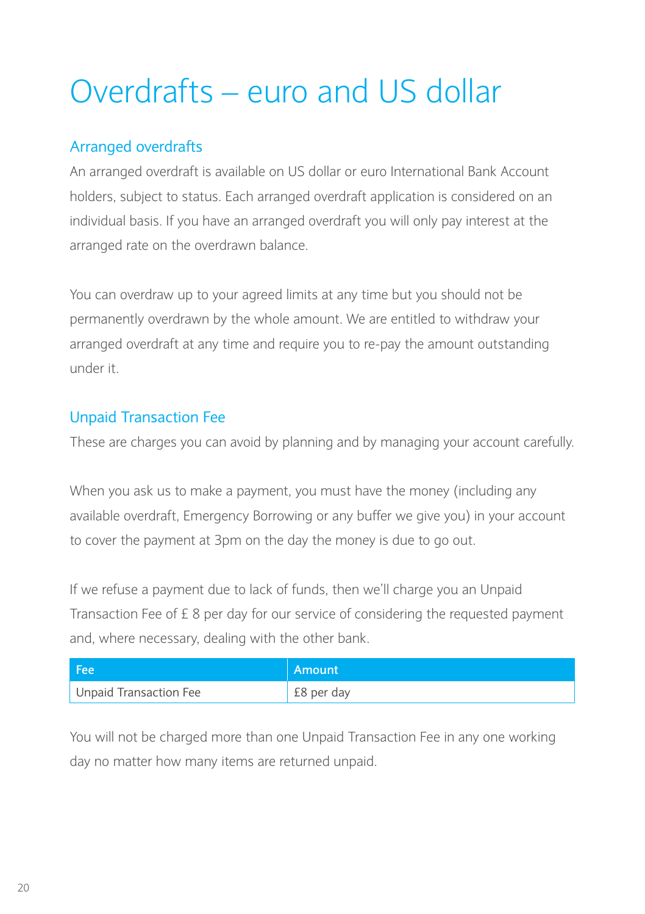# Overdrafts – euro and US dollar

## Arranged overdrafts

An arranged overdraft is available on US dollar or euro International Bank Account holders, subject to status. Each arranged overdraft application is considered on an individual basis. If you have an arranged overdraft you will only pay interest at the arranged rate on the overdrawn balance.

You can overdraw up to your agreed limits at any time but you should not be permanently overdrawn by the whole amount. We are entitled to withdraw your arranged overdraft at any time and require you to re-pay the amount outstanding under it.

## Unpaid Transaction Fee

These are charges you can avoid by planning and by managing your account carefully.

When you ask us to make a payment, you must have the money (including any available overdraft, Emergency Borrowing or any buffer we give you) in your account to cover the payment at 3pm on the day the money is due to go out.

If we refuse a payment due to lack of funds, then we'll charge you an Unpaid Transaction Fee of £ 8 per day for our service of considering the requested payment and, where necessary, dealing with the other bank.

| Fee | Amount |
|---|---|
| Unpaid Transaction Fee | £8 per day |

You will not be charged more than one Unpaid Transaction Fee in any one working day no matter how many items are returned unpaid.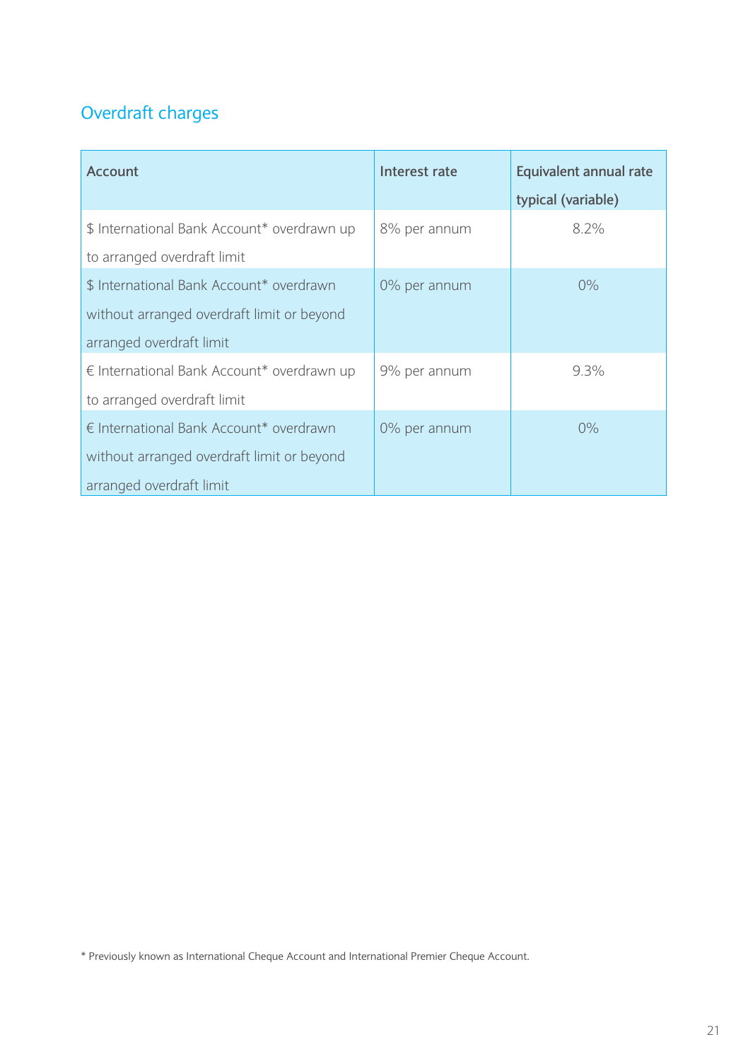## Overdraft charges

| Account | Interest rate | Equivalent annual rate typical (variable) |
|---|---|---|
| $ International Bank Account* overdrawn up to arranged overdraft limit | 8% per annum | 8.2% |
| $ International Bank Account* overdrawn without arranged overdraft limit or beyond arranged overdraft limit | 0% per annum | 0% |
| € International Bank Account* overdrawn up to arranged overdraft limit | 9% per annum | 9.3% |
| € International Bank Account* overdrawn without arranged overdraft limit or beyond arranged overdraft limit | 0% per annum | 0% |

* Previously known as International Cheque Account and International Premier Cheque Account.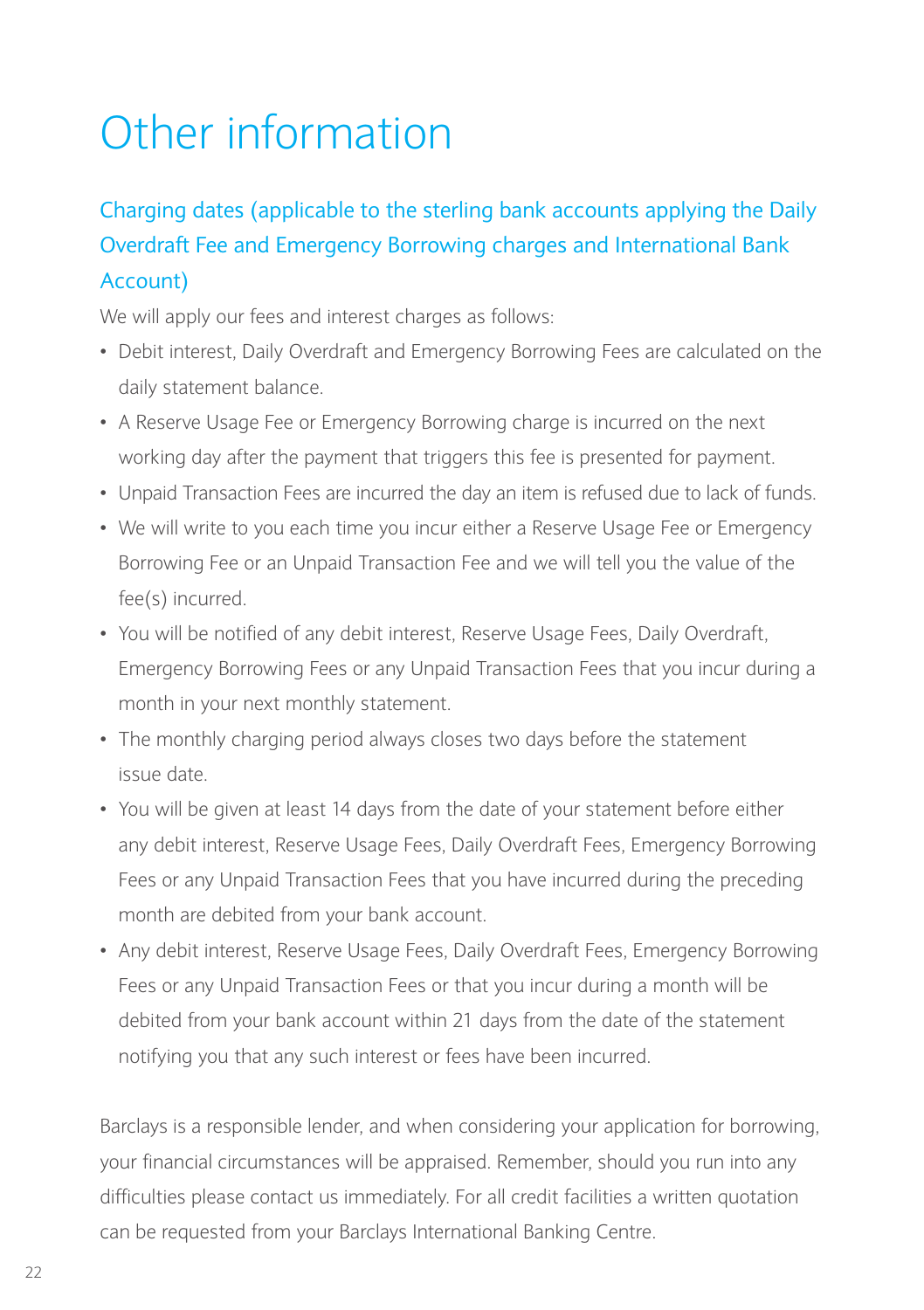# Other information

## Charging dates (applicable to the sterling bank accounts applying the Daily Overdraft Fee and Emergency Borrowing charges and International Bank Account)

We will apply our fees and interest charges as follows:

- Debit interest, Daily Overdraft and Emergency Borrowing Fees are calculated on the daily statement balance.
- A Reserve Usage Fee or Emergency Borrowing charge is incurred on the next working day after the payment that triggers this fee is presented for payment.
- Unpaid Transaction Fees are incurred the day an item is refused due to lack of funds.
- We will write to you each time you incur either a Reserve Usage Fee or Emergency Borrowing Fee or an Unpaid Transaction Fee and we will tell you the value of the fee(s) incurred.
- You will be notified of any debit interest, Reserve Usage Fees, Daily Overdraft, Emergency Borrowing Fees or any Unpaid Transaction Fees that you incur during a month in your next monthly statement.
- The monthly charging period always closes two days before the statement issue date.
- You will be given at least 14 days from the date of your statement before either any debit interest, Reserve Usage Fees, Daily Overdraft Fees, Emergency Borrowing Fees or any Unpaid Transaction Fees that you have incurred during the preceding month are debited from your bank account.
- Any debit interest, Reserve Usage Fees, Daily Overdraft Fees, Emergency Borrowing Fees or any Unpaid Transaction Fees or that you incur during a month will be debited from your bank account within 21 days from the date of the statement notifying you that any such interest or fees have been incurred.

Barclays is a responsible lender, and when considering your application for borrowing, your financial circumstances will be appraised. Remember, should you run into any difficulties please contact us immediately. For all credit facilities a written quotation can be requested from your Barclays International Banking Centre.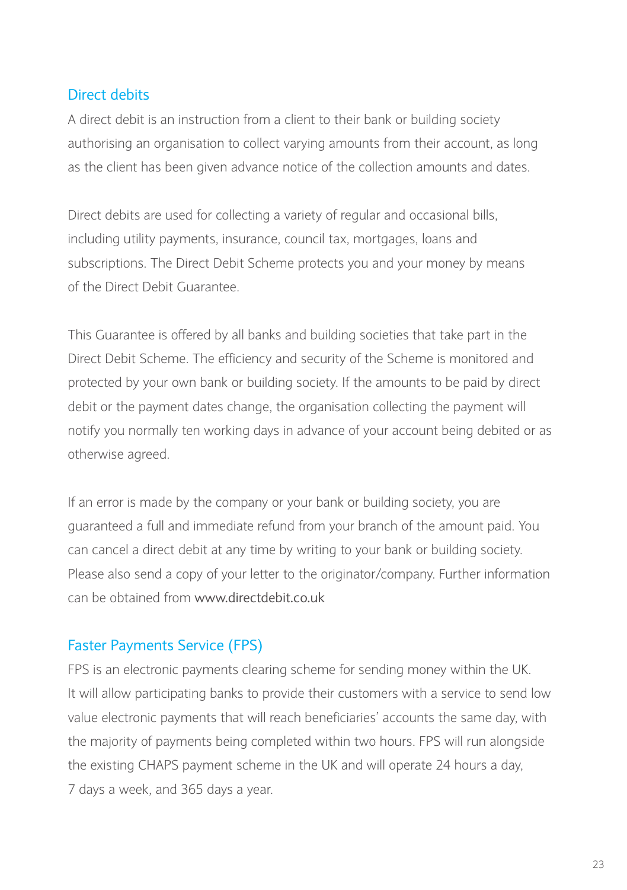## Direct debits

A direct debit is an instruction from a client to their bank or building society authorising an organisation to collect varying amounts from their account, as long as the client has been given advance notice of the collection amounts and dates.

Direct debits are used for collecting a variety of regular and occasional bills, including utility payments, insurance, council tax, mortgages, loans and subscriptions. The Direct Debit Scheme protects you and your money by means of the Direct Debit Guarantee.

This Guarantee is offered by all banks and building societies that take part in the Direct Debit Scheme. The efficiency and security of the Scheme is monitored and protected by your own bank or building society. If the amounts to be paid by direct debit or the payment dates change, the organisation collecting the payment will notify you normally ten working days in advance of your account being debited or as otherwise agreed.

If an error is made by the company or your bank or building society, you are guaranteed a full and immediate refund from your branch of the amount paid. You can cancel a direct debit at any time by writing to your bank or building society. Please also send a copy of your letter to the originator/company. Further information can be obtained from www.directdebit.co.uk

## Faster Payments Service (FPS)

FPS is an electronic payments clearing scheme for sending money within the UK. It will allow participating banks to provide their customers with a service to send low value electronic payments that will reach beneficiaries' accounts the same day, with the majority of payments being completed within two hours. FPS will run alongside the existing CHAPS payment scheme in the UK and will operate 24 hours a day, 7 days a week, and 365 days a year.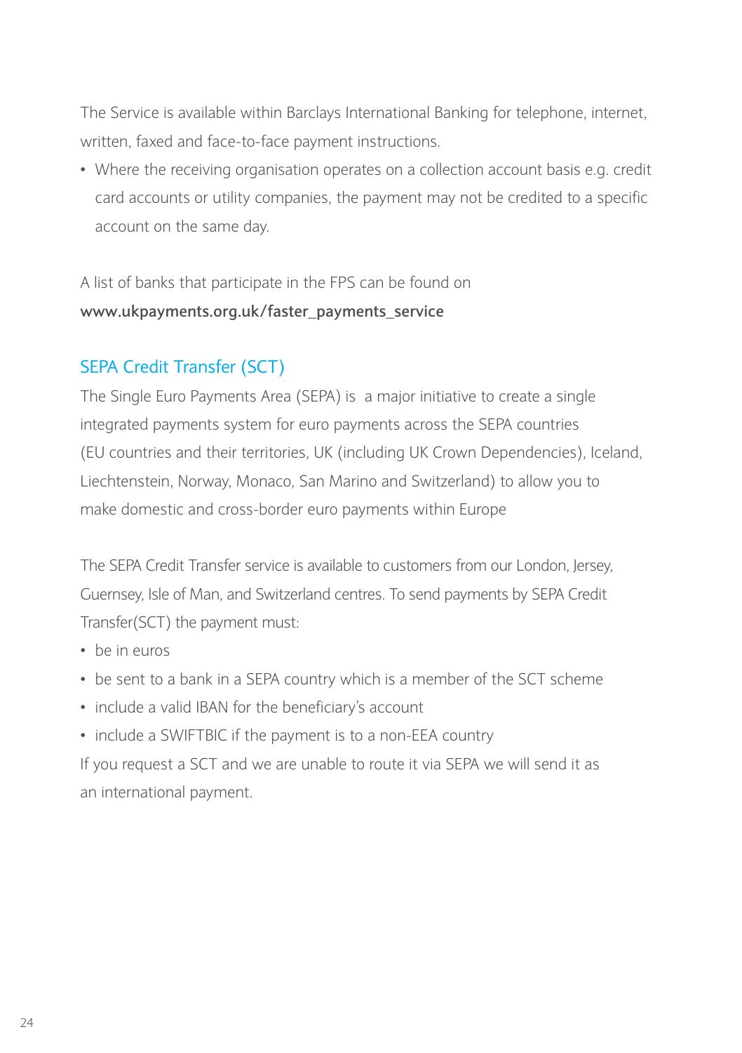The Service is available within Barclays International Banking for telephone, internet, written, faxed and face-to-face payment instructions.

- Where the receiving organisation operates on a collection account basis e.g. credit card accounts or utility companies, the payment may not be credited to a specific account on the same day.

A list of banks that participate in the FPS can be found on **www.ukpayments.org.uk/faster_payments_service**

## SEPA Credit Transfer (SCT)

The Single Euro Payments Area (SEPA) is a major initiative to create a single integrated payments system for euro payments across the SEPA countries (EU countries and their territories, UK (including UK Crown Dependencies), Iceland, Liechtenstein, Norway, Monaco, San Marino and Switzerland) to allow you to make domestic and cross-border euro payments within Europe

The SEPA Credit Transfer service is available to customers from our London, Jersey, Guernsey, Isle of Man, and Switzerland centres. To send payments by SEPA Credit Transfer(SCT) the payment must:

- be in euros
- be sent to a bank in a SEPA country which is a member of the SCT scheme
- include a valid IBAN for the beneficiary's account
- include a SWIFTBIC if the payment is to a non-EEA country

If you request a SCT and we are unable to route it via SEPA we will send it as an international payment.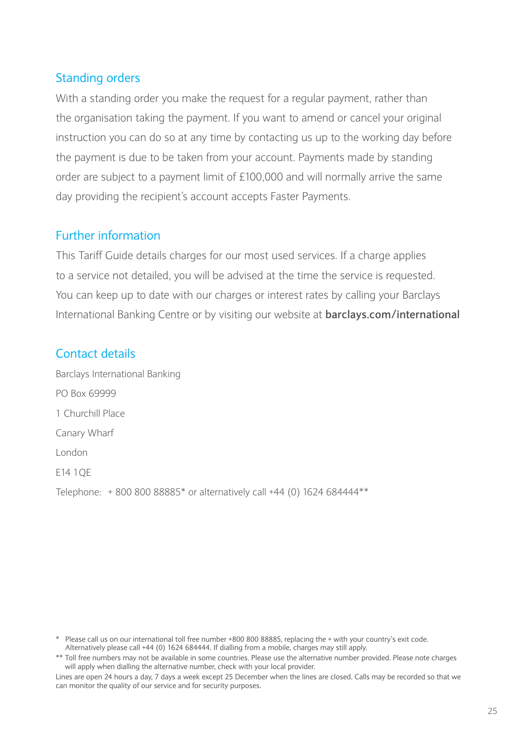## Standing orders

With a standing order you make the request for a regular payment, rather than the organisation taking the payment. If you want to amend or cancel your original instruction you can do so at any time by contacting us up to the working day before the payment is due to be taken from your account. Payments made by standing order are subject to a payment limit of £100,000 and will normally arrive the same day providing the recipient's account accepts Faster Payments.

## Further information

This Tariff Guide details charges for our most used services. If a charge applies to a service not detailed, you will be advised at the time the service is requested. You can keep up to date with our charges or interest rates by calling your Barclays International Banking Centre or by visiting our website at **barclays.com/international**

## Contact details

Barclays International Banking

PO Box 69999

1 Churchill Place

Canary Wharf

London

E14 1QE

Telephone: + 800 800 88885* or alternatively call +44 (0) 1624 684444**

\* Please call us on our international toll free number +800 800 88885, replacing the + with your country's exit code. Alternatively please call +44 (0) 1624 684444. If dialling from a mobile, charges may still apply.

** Toll free numbers may not be available in some countries. Please use the alternative number provided. Please note charges will apply when dialling the alternative number, check with your local provider.

Lines are open 24 hours a day, 7 days a week except 25 December when the lines are closed. Calls may be recorded so that we can monitor the quality of our service and for security purposes.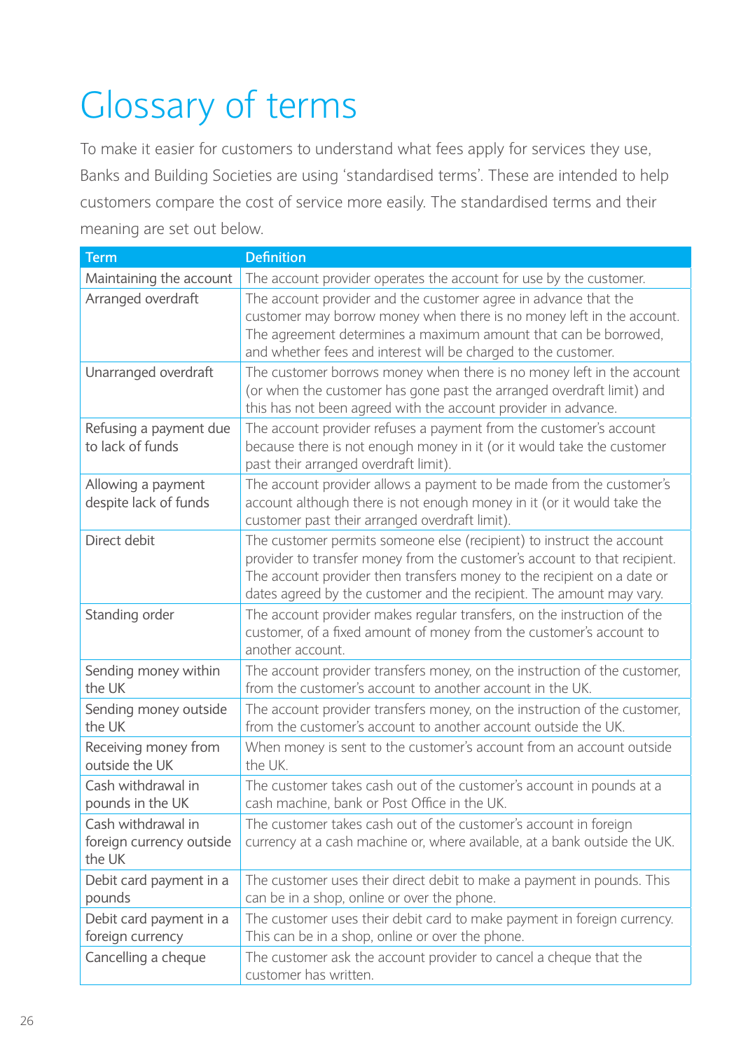# Glossary of terms

To make it easier for customers to understand what fees apply for services they use, Banks and Building Societies are using 'standardised terms'. These are intended to help customers compare the cost of service more easily. The standardised terms and their meaning are set out below.

| Term | Definition |
|---|---|
| Maintaining the account | The account provider operates the account for use by the customer. |
| Arranged overdraft | The account provider and the customer agree in advance that the customer may borrow money when there is no money left in the account. The agreement determines a maximum amount that can be borrowed, and whether fees and interest will be charged to the customer. |
| Unarranged overdraft | The customer borrows money when there is no money left in the account (or when the customer has gone past the arranged overdraft limit) and this has not been agreed with the account provider in advance. |
| Refusing a payment due to lack of funds | The account provider refuses a payment from the customer's account because there is not enough money in it (or it would take the customer past their arranged overdraft limit). |
| Allowing a payment despite lack of funds | The account provider allows a payment to be made from the customer's account although there is not enough money in it (or it would take the customer past their arranged overdraft limit). |
| Direct debit | The customer permits someone else (recipient) to instruct the account provider to transfer money from the customer's account to that recipient. The account provider then transfers money to the recipient on a date or dates agreed by the customer and the recipient. The amount may vary. |
| Standing order | The account provider makes regular transfers, on the instruction of the customer, of a fixed amount of money from the customer's account to another account. |
| Sending money within the UK | The account provider transfers money, on the instruction of the customer, from the customer's account to another account in the UK. |
| Sending money outside the UK | The account provider transfers money, on the instruction of the customer, from the customer's account to another account outside the UK. |
| Receiving money from outside the UK | When money is sent to the customer's account from an account outside the UK. |
| Cash withdrawal in pounds in the UK | The customer takes cash out of the customer's account in pounds at a cash machine, bank or Post Office in the UK. |
| Cash withdrawal in foreign currency outside the UK | The customer takes cash out of the customer's account in foreign currency at a cash machine or, where available, at a bank outside the UK. |
| Debit card payment in a pounds | The customer uses their direct debit to make a payment in pounds. This can be in a shop, online or over the phone. |
| Debit card payment in a foreign currency | The customer uses their debit card to make payment in foreign currency. This can be in a shop, online or over the phone. |
| Cancelling a cheque | The customer ask the account provider to cancel a cheque that the customer has written. |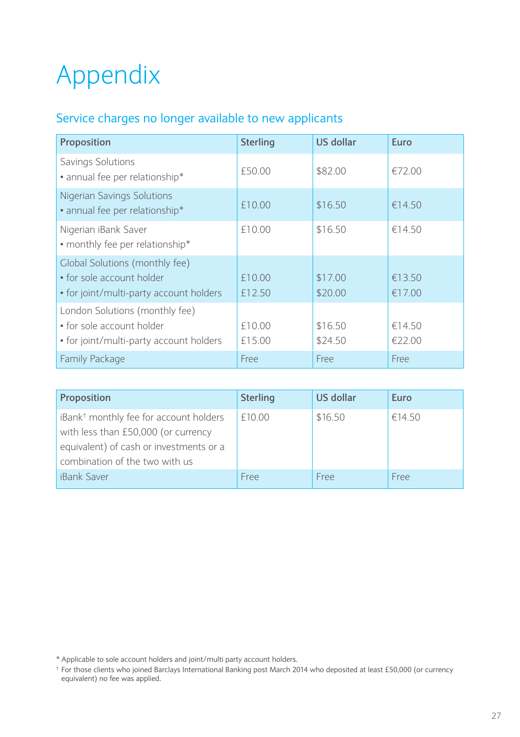# Appendix

## Service charges no longer available to new applicants

| Proposition | Sterling | US dollar | Euro |
|---|---|---|---|
| Savings Solutions<br>• annual fee per relationship* | £50.00 | $82.00 | €72.00 |
| Nigerian Savings Solutions<br>• annual fee per relationship* | £10.00 | $16.50 | €14.50 |
| Nigerian iBank Saver<br>• monthly fee per relationship* | £10.00 | $16.50 | €14.50 |
| Global Solutions (monthly fee)<br>• for sole account holder<br>• for joint/multi-party account holders | <br>£10.00<br>£12.50 | <br>$17.00<br>$20.00 | <br>€13.50<br>€17.00 |
| London Solutions (monthly fee)<br>• for sole account holder<br>• for joint/multi-party account holders | <br>£10.00<br>£15.00 | <br>$16.50<br>$24.50 | <br>€14.50<br>€22.00 |
| Family Package | Free | Free | Free |

| Proposition | Sterling | US dollar | Euro |
|---|---|---|---|
| iBank† monthly fee for account holders with less than £50,000 (or currency equivalent) of cash or investments or a combination of the two with us | £10.00 | $16.50 | €14.50 |
| iBank Saver | Free | Free | Free |

* Applicable to sole account holders and joint/multi party account holders.

† For those clients who joined Barclays International Banking post March 2014 who deposited at least £50,000 (or currency equivalent) no fee was applied.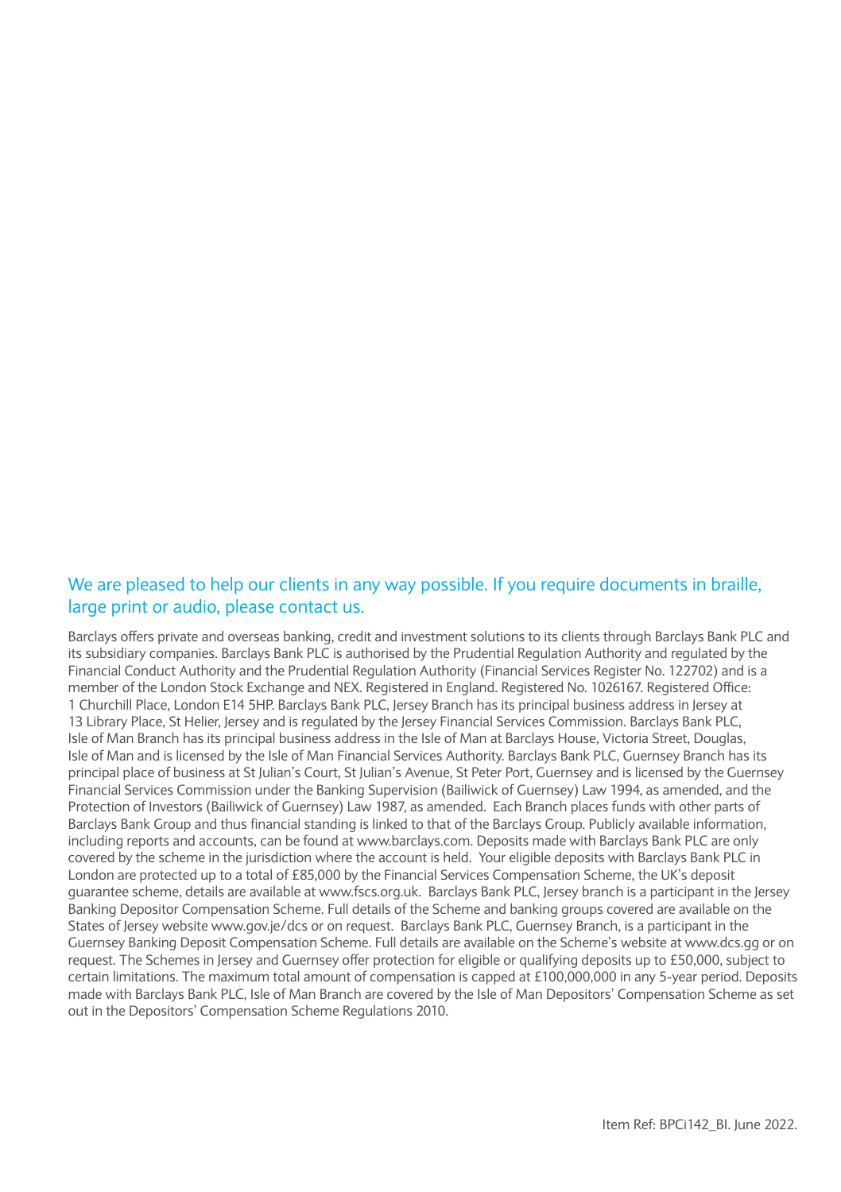We are pleased to help our clients in any way possible. If you require documents in braille, large print or audio, please contact us.

Barclays offers private and overseas banking, credit and investment solutions to its clients through Barclays Bank PLC and its subsidiary companies. Barclays Bank PLC is authorised by the Prudential Regulation Authority and regulated by the Financial Conduct Authority and the Prudential Regulation Authority (Financial Services Register No. 122702) and is a member of the London Stock Exchange and NEX. Registered in England. Registered No. 1026167. Registered Office: 1 Churchill Place, London E14 5HP. Barclays Bank PLC, Jersey Branch has its principal business address in Jersey at 13 Library Place, St Helier, Jersey and is regulated by the Jersey Financial Services Commission. Barclays Bank PLC, Isle of Man Branch has its principal business address in the Isle of Man at Barclays House, Victoria Street, Douglas, Isle of Man and is licensed by the Isle of Man Financial Services Authority. Barclays Bank PLC, Guernsey Branch has its principal place of business at St Julian's Court, St Julian's Avenue, St Peter Port, Guernsey and is licensed by the Guernsey Financial Services Commission under the Banking Supervision (Bailiwick of Guernsey) Law 1994, as amended, and the Protection of Investors (Bailiwick of Guernsey) Law 1987, as amended. Each Branch places funds with other parts of Barclays Bank Group and thus financial standing is linked to that of the Barclays Group. Publicly available information, including reports and accounts, can be found at www.barclays.com. Deposits made with Barclays Bank PLC are only covered by the scheme in the jurisdiction where the account is held. Your eligible deposits with Barclays Bank PLC in London are protected up to a total of £85,000 by the Financial Services Compensation Scheme, the UK's deposit guarantee scheme, details are available at www.fscs.org.uk. Barclays Bank PLC, Jersey branch is a participant in the Jersey Banking Depositor Compensation Scheme. Full details of the Scheme and banking groups covered are available on the States of Jersey website www.gov.je/dcs or on request. Barclays Bank PLC, Guernsey Branch, is a participant in the Guernsey Banking Deposit Compensation Scheme. Full details are available on the Scheme's website at www.dcs.gg or on request. The Schemes in Jersey and Guernsey offer protection for eligible or qualifying deposits up to £50,000, subject to certain limitations. The maximum total amount of compensation is capped at £100,000,000 in any 5-year period. Deposits made with Barclays Bank PLC, Isle of Man Branch are covered by the Isle of Man Depositors' Compensation Scheme as set out in the Depositors' Compensation Scheme Regulations 2010.

Item Ref: BPCi142_BI. June 2022.